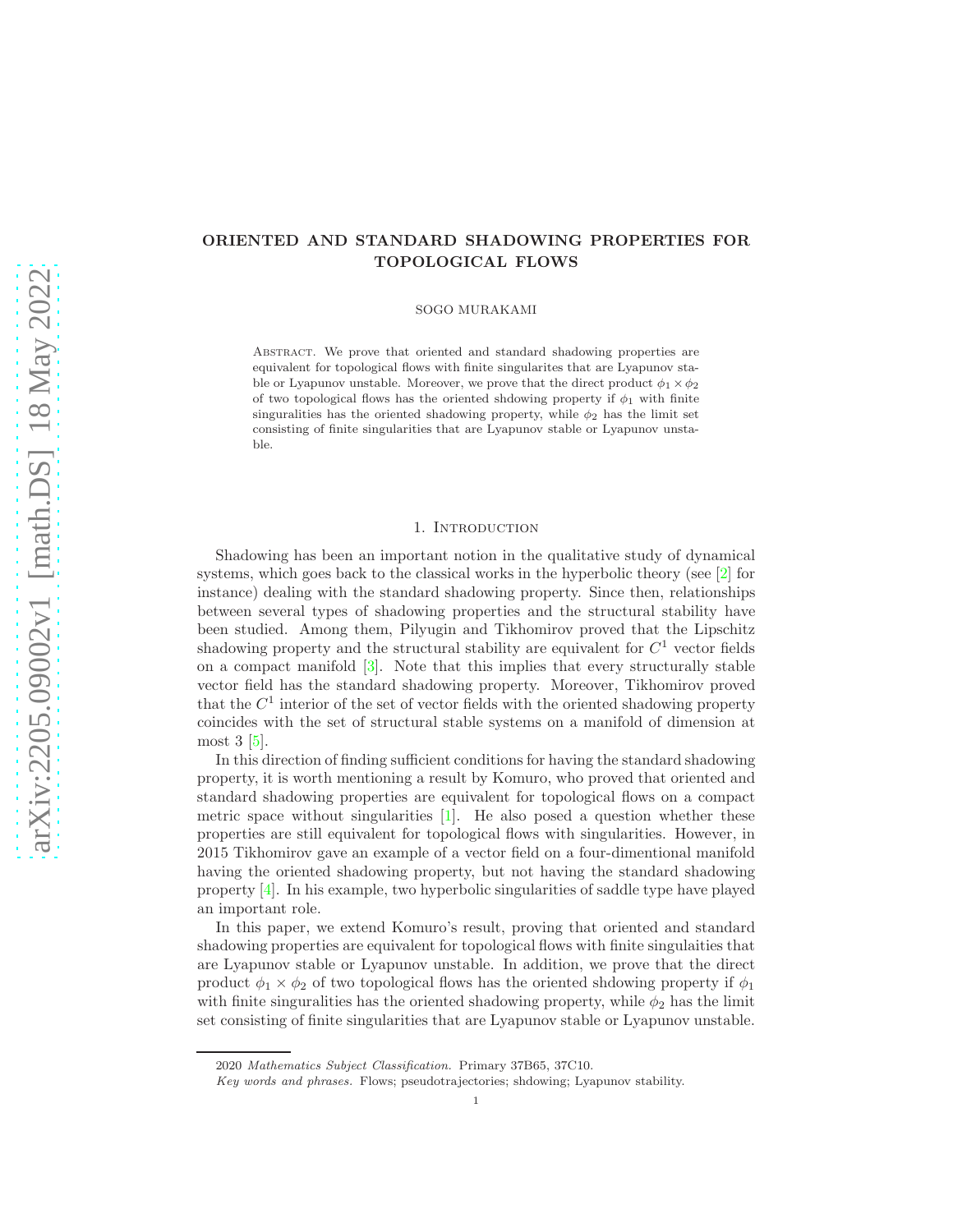# ORIENTED AND STANDARD SHADOWING PROPERTIES FOR TOPOLOGICAL FLOWS

SOGO MURAKAMI

Abstract. We prove that oriented and standard shadowing properties are equivalent for topological flows with finite singularites that are Lyapunov stable or Lyapunov unstable. Moreover, we prove that the direct product $\phi_1 \times \phi_2$ of two topological flows has the oriented shdowing property if $\phi_1$ with finite singuralities has the oriented shadowing property, while $\phi_2$ has the limit set consisting of finite singularities that are Lyapunov stable or Lyapunov unstable.

## 1. Introduction

Shadowing has been an important notion in the qualitative study of dynamical systems, which goes back to the classical works in the hyperbolic theory (see [2] for instance) dealing with the standard shadowing property. Since then, relationships between several types of shadowing properties and the structural stability have been studied. Among them, Pilyugin and Tikhomirov proved that the Lipschitz shadowing property and the structural stability are equivalent for $C^1$ vector fields on a compact manifold [3]. Note that this implies that every structurally stable vector field has the standard shadowing property. Moreover, Tikhomirov proved that the $C^1$ interior of the set of vector fields with the oriented shadowing property coincides with the set of structural stable systems on a manifold of dimension at most 3 [5].

In this direction of finding sufficient conditions for having the standard shadowing property, it is worth mentioning a result by Komuro, who proved that oriented and standard shadowing properties are equivalent for topological flows on a compact metric space without singularities [1]. He also posed a question whether these properties are still equivalent for topological flows with singularities. However, in 2015 Tikhomirov gave an example of a vector field on a four-dimentional manifold having the oriented shadowing property, but not having the standard shadowing property [4]. In his example, two hyperbolic singularities of saddle type have played an important role.

In this paper, we extend Komuro's result, proving that oriented and standard shadowing properties are equivalent for topological flows with finite singulaities that are Lyapunov stable or Lyapunov unstable. In addition, we prove that the direct product $\phi_1 \times \phi_2$ of two topological flows has the oriented shdowing property if $\phi_1$ with finite singuralities has the oriented shadowing property, while $\phi_2$ has the limit set consisting of finite singularities that are Lyapunov stable or Lyapunov unstable.

---

2020 *Mathematics Subject Classification.* Primary 37B65, 37C10.

*Key words and phrases.* Flows; pseudotrajectories; shdowing; Lyapunov stability.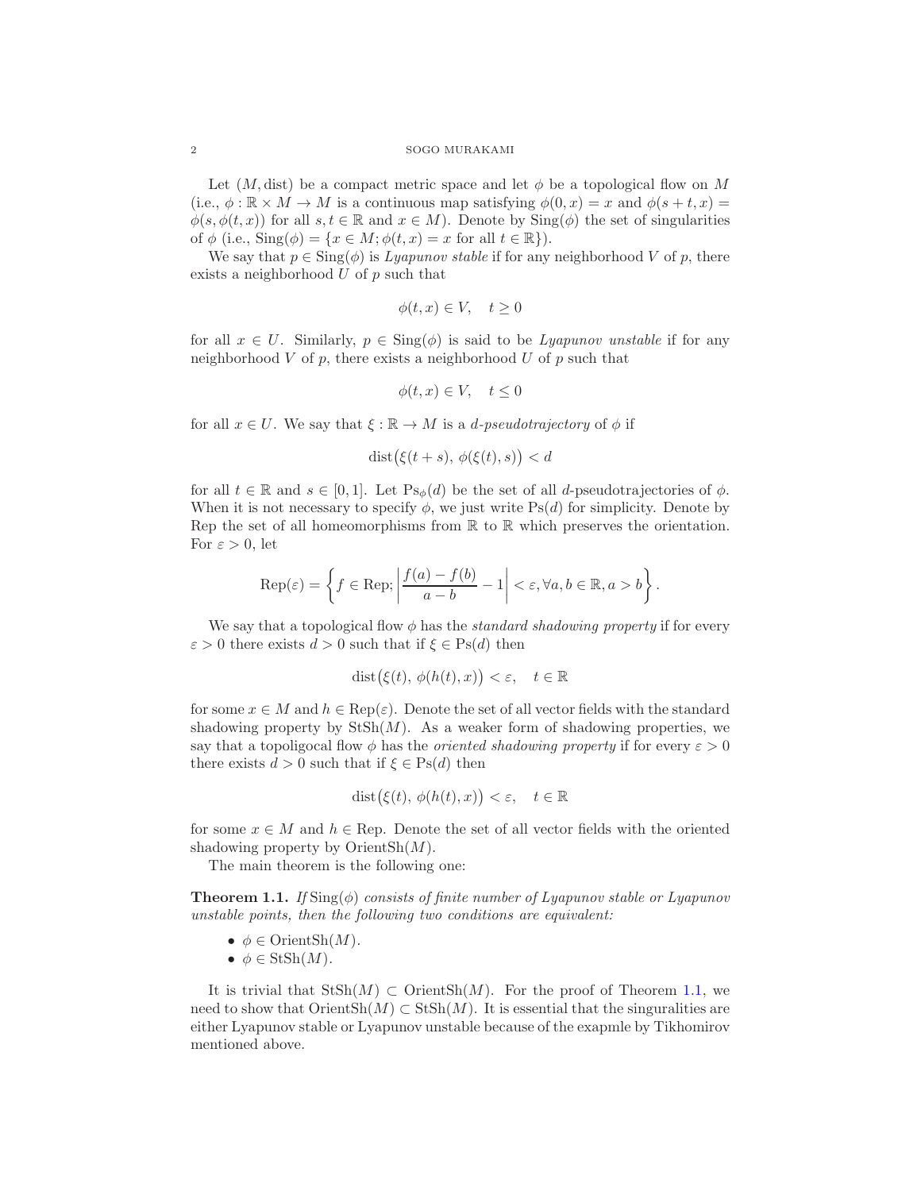Let $(M, \mathrm{dist})$ be a compact metric space and let $\phi$ be a topological flow on $M$ (i.e., $\phi : \mathbb{R} \times M \to M$ is a continuous map satisfying $\phi(0, x) = x$ and $\phi(s+t, x) = \phi(s, \phi(t, x))$ for all $s, t \in \mathbb{R}$ and $x \in M$). Denote by $\mathrm{Sing}(\phi)$ the set of singularities of $\phi$ (i.e., $\mathrm{Sing}(\phi) = \{x \in M; \phi(t, x) = x \text{ for all } t \in \mathbb{R}\}$).

We say that $p \in \mathrm{Sing}(\phi)$ is *Lyapunov stable* if for any neighborhood $V$ of $p$, there exists a neighborhood $U$ of $p$ such that

$$\phi(t, x) \in V, \quad t \geq 0$$

for all $x \in U$. Similarly, $p \in \mathrm{Sing}(\phi)$ is said to be *Lyapunov unstable* if for any neighborhood $V$ of $p$, there exists a neighborhood $U$ of $p$ such that

$$\phi(t, x) \in V, \quad t \leq 0$$

for all $x \in U$. We say that $\xi : \mathbb{R} \to M$ is a *d-pseudotrajectory* of $\phi$ if

$$\mathrm{dist}\big(\xi(t+s),\ \phi(\xi(t), s)\big) < d$$

for all $t \in \mathbb{R}$ and $s \in [0, 1]$. Let $\mathrm{Ps}_\phi(d)$ be the set of all $d$-pseudotrajectories of $\phi$. When it is not necessary to specify $\phi$, we just write $\mathrm{Ps}(d)$ for simplicity. Denote by Rep the set of all homeomorphisms from $\mathbb{R}$ to $\mathbb{R}$ which preserves the orientation. For $\varepsilon > 0$, let

$$\mathrm{Rep}(\varepsilon) = \left\{ f \in \mathrm{Rep}; \left| \frac{f(a) - f(b)}{a - b} - 1 \right| < \varepsilon, \forall a, b \in \mathbb{R}, a > b \right\}.$$

We say that a topological flow $\phi$ has the *standard shadowing property* if for every $\varepsilon > 0$ there exists $d > 0$ such that if $\xi \in \mathrm{Ps}(d)$ then

$$\mathrm{dist}\big(\xi(t),\ \phi(h(t), x)\big) < \varepsilon, \quad t \in \mathbb{R}$$

for some $x \in M$ and $h \in \mathrm{Rep}(\varepsilon)$. Denote the set of all vector fields with the standard shadowing property by $\mathrm{StSh}(M)$. As a weaker form of shadowing properties, we say that a topoligocal flow $\phi$ has the *oriented shadowing property* if for every $\varepsilon > 0$ there exists $d > 0$ such that if $\xi \in \mathrm{Ps}(d)$ then

$$\mathrm{dist}\big(\xi(t),\ \phi(h(t), x)\big) < \varepsilon, \quad t \in \mathbb{R}$$

for some $x \in M$ and $h \in \mathrm{Rep}$. Denote the set of all vector fields with the oriented shadowing property by $\mathrm{OrientSh}(M)$.

The main theorem is the following one:

**Theorem 1.1.** *If $\mathrm{Sing}(\phi)$ consists of finite number of Lyapunov stable or Lyapunov unstable points, then the following two conditions are equivalent:*

- $\phi \in \mathrm{OrientSh}(M)$.
- $\phi \in \mathrm{StSh}(M)$.

It is trivial that $\mathrm{StSh}(M) \subset \mathrm{OrientSh}(M)$. For the proof of Theorem 1.1, we need to show that $\mathrm{OrientSh}(M) \subset \mathrm{StSh}(M)$. It is essential that the singuralities are either Lyapunov stable or Lyapunov unstable because of the exapmle by Tikhomirov mentioned above.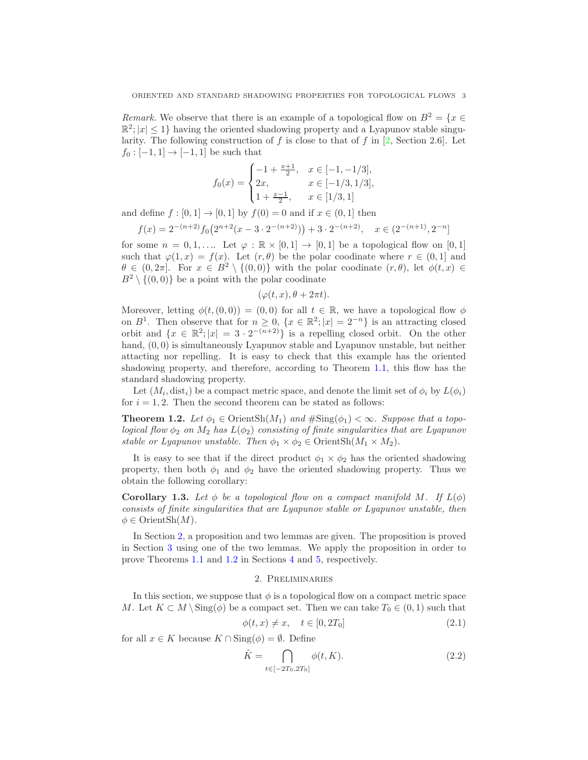*Remark.* We observe that there is an example of a topological flow on $B^2 = \{x \in \mathbb{R}^2; |x| \le 1\}$ having the oriented shadowing property and a Lyapunov stable singularity. The following construction of $f$ is close to that of $f$ in [2, Section 2.6]. Let $f_0 : [-1,1] \to [-1,1]$ be such that

$$f_0(x) = \begin{cases} -1 + \frac{x+1}{2}, & x \in [-1, -1/3], \\ 2x, & x \in [-1/3, 1/3], \\ 1 + \frac{x-1}{2}, & x \in [1/3, 1] \end{cases}$$

and define $f : [0,1] \to [0,1]$ by $f(0) = 0$ and if $x \in (0,1]$ then

$$f(x) = 2^{-(n+2)} f_0\big(2^{n+2}(x - 3 \cdot 2^{-(n+2)})\big) + 3 \cdot 2^{-(n+2)}, \quad x \in (2^{-(n+1)}, 2^{-n}]$$

for some $n = 0, 1, \ldots$. Let $\varphi : \mathbb{R} \times [0,1] \to [0,1]$ be a topological flow on $[0,1]$ such that $\varphi(1, x) = f(x)$. Let $(r, \theta)$ be the polar coodinate where $r \in (0,1]$ and $\theta \in (0, 2\pi]$. For $x \in B^2 \setminus \{(0,0)\}$ with the polar coodinate $(r, \theta)$, let $\phi(t, x) \in B^2 \setminus \{(0,0)\}$ be a point with the polar coodinate

$$(\varphi(t, x), \theta + 2\pi t).$$

Moreover, letting $\phi(t, (0,0)) = (0,0)$ for all $t \in \mathbb{R}$, we have a topological flow $\phi$ on $B^1$. Then observe that for $n \ge 0$, $\{x \in \mathbb{R}^2; |x| = 2^{-n}\}$ is an attracting closed orbit and $\{x \in \mathbb{R}^2; |x| = 3 \cdot 2^{-(n+2)}\}$ is a repelling closed orbit. On the other hand, $(0,0)$ is simultaneously Lyapunov stable and Lyapunov unstable, but neither attacting nor repelling. It is easy to check that this example has the oriented shadowing property, and therefore, according to Theorem 1.1, this flow has the standard shadowing property.

Let $(M_i, \mathrm{dist}_i)$ be a compact metric space, and denote the limit set of $\phi_i$ by $L(\phi_i)$ for $i = 1, 2$. Then the second theorem can be stated as follows:

**Theorem 1.2.** *Let $\phi_1 \in \mathrm{OrientSh}(M_1)$ and $\#\mathrm{Sing}(\phi_1) < \infty$. Suppose that a topological flow $\phi_2$ on $M_2$ has $L(\phi_2)$ consisting of finite singularities that are Lyapunov stable or Lyapunov unstable. Then $\phi_1 \times \phi_2 \in \mathrm{OrientSh}(M_1 \times M_2)$.*

It is easy to see that if the direct product $\phi_1 \times \phi_2$ has the oriented shadowing property, then both $\phi_1$ and $\phi_2$ have the oriented shadowing property. Thus we obtain the following corollary:

**Corollary 1.3.** *Let $\phi$ be a topological flow on a compact manifold $M$. If $L(\phi)$ consists of finite singularities that are Lyapunov stable or Lyapunov unstable, then $\phi \in \mathrm{OrientSh}(M)$.*

In Section 2, a proposition and two lemmas are given. The proposition is proved in Section 3 using one of the two lemmas. We apply the proposition in order to prove Theorems 1.1 and 1.2 in Sections 4 and 5, respectively.

## 2. Preliminaries

In this section, we suppose that $\phi$ is a topological flow on a compact metric space $M$. Let $K \subset M \setminus \mathrm{Sing}(\phi)$ be a compact set. Then we can take $T_0 \in (0,1)$ such that

$$\phi(t, x) \ne x, \quad t \in [0, 2T_0] \tag{2.1}$$

for all $x \in K$ because $K \cap \mathrm{Sing}(\phi) = \emptyset$. Define

$$\tilde{K} = \bigcap_{t \in [-2T_0, 2T_0]} \phi(t, K). \tag{2.2}$$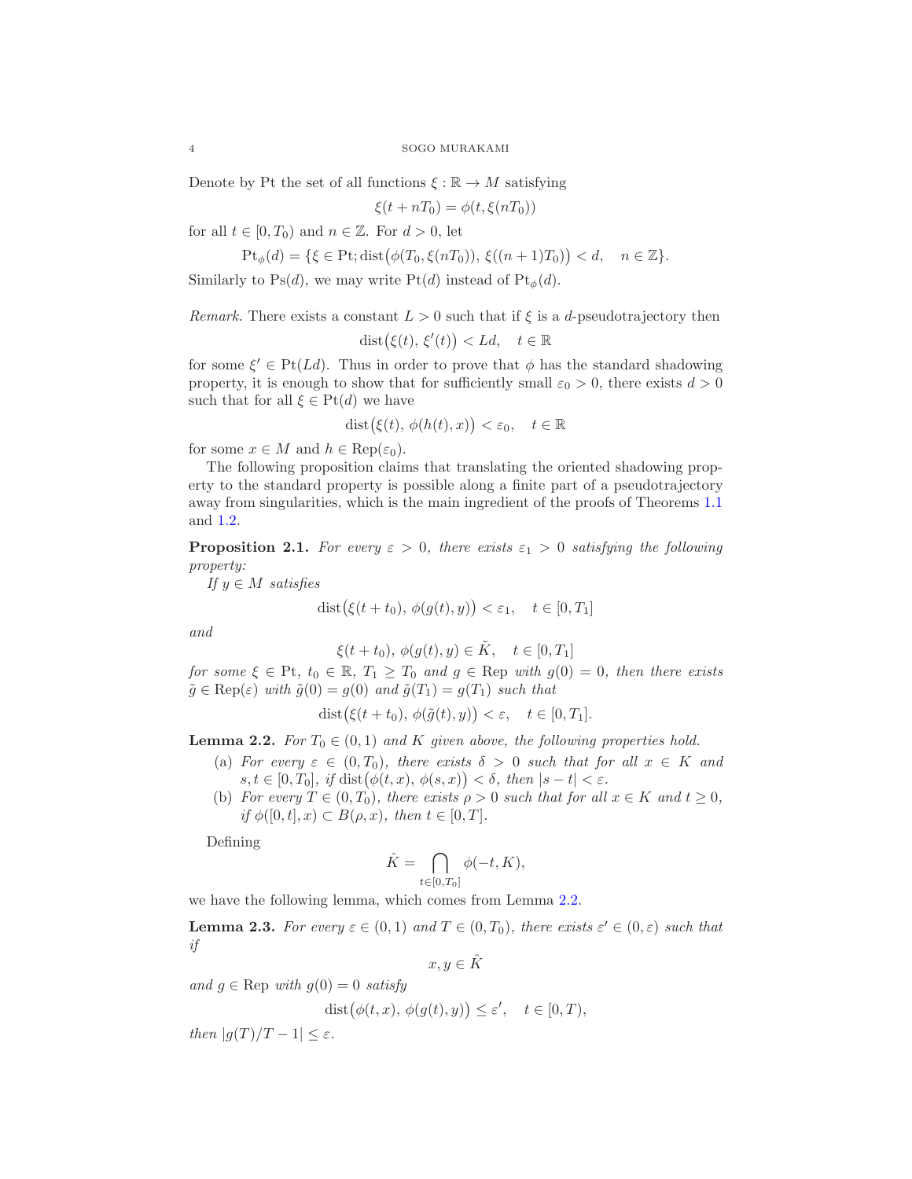Denote by Pt the set of all functions $\xi : \mathbb{R} \to M$ satisfying

$$\xi(t + nT_0) = \phi(t, \xi(nT_0))$$

for all $t \in [0, T_0)$ and $n \in \mathbb{Z}$. For $d > 0$, let

$$\mathrm{Pt}_\phi(d) = \{\xi \in \mathrm{Pt}; \mathrm{dist}\big(\phi(T_0, \xi(nT_0)),\ \xi((n+1)T_0)\big) < d, \quad n \in \mathbb{Z}\}.$$

Similarly to $\mathrm{Ps}(d)$, we may write $\mathrm{Pt}(d)$ instead of $\mathrm{Pt}_\phi(d)$.

*Remark.* There exists a constant $L > 0$ such that if $\xi$ is a $d$-pseudotrajectory then

$$\mathrm{dist}\big(\xi(t),\ \xi'(t)\big) < Ld, \quad t \in \mathbb{R}$$

for some $\xi' \in \mathrm{Pt}(Ld)$. Thus in order to prove that $\phi$ has the standard shadowing property, it is enough to show that for sufficiently small $\varepsilon_0 > 0$, there exists $d > 0$ such that for all $\xi \in \mathrm{Pt}(d)$ we have

$$\mathrm{dist}\big(\xi(t),\ \phi(h(t), x)\big) < \varepsilon_0, \quad t \in \mathbb{R}$$

for some $x \in M$ and $h \in \mathrm{Rep}(\varepsilon_0)$.

The following proposition claims that translating the oriented shadowing property to the standard property is possible along a finite part of a pseudotrajectory away from singularities, which is the main ingredient of the proofs of Theorems 1.1 and 1.2.

**Proposition 2.1.** *For every $\varepsilon > 0$, there exists $\varepsilon_1 > 0$ satisfying the following property:*

*If $y \in M$ satisfies*

$$\mathrm{dist}\big(\xi(t + t_0),\ \phi(g(t), y)\big) < \varepsilon_1, \quad t \in [0, T_1]$$

*and*

$$\xi(t + t_0),\ \phi(g(t), y) \in \tilde{K}, \quad t \in [0, T_1]$$

*for some $\xi \in \mathrm{Pt}$, $t_0 \in \mathbb{R}$, $T_1 \geq T_0$ and $g \in \mathrm{Rep}$ with $g(0) = 0$, then there exists $\tilde{g} \in \mathrm{Rep}(\varepsilon)$ with $\tilde{g}(0) = g(0)$ and $\tilde{g}(T_1) = g(T_1)$ such that*

$$\mathrm{dist}\big(\xi(t + t_0),\ \phi(\tilde{g}(t), y)\big) < \varepsilon, \quad t \in [0, T_1].$$

**Lemma 2.2.** *For $T_0 \in (0, 1)$ and $K$ given above, the following properties hold.*

- (a) *For every $\varepsilon \in (0, T_0)$, there exists $\delta > 0$ such that for all $x \in K$ and $s, t \in [0, T_0]$, if $\mathrm{dist}\big(\phi(t, x),\ \phi(s, x)\big) < \delta$, then $|s - t| < \varepsilon$.*
- (b) *For every $T \in (0, T_0)$, there exists $\rho > 0$ such that for all $x \in K$ and $t \geq 0$, if $\phi([0, t], x) \subset B(\rho, x)$, then $t \in [0, T]$.*

Defining

$$\hat{K} = \bigcap_{t \in [0, T_0]} \phi(-t, K),$$

we have the following lemma, which comes from Lemma 2.2.

**Lemma 2.3.** *For every $\varepsilon \in (0, 1)$ and $T \in (0, T_0)$, there exists $\varepsilon' \in (0, \varepsilon)$ such that if*

$$x, y \in \hat{K}$$

*and $g \in \mathrm{Rep}$ with $g(0) = 0$ satisfy*

$$\mathrm{dist}\big(\phi(t, x),\ \phi(g(t), y)\big) \leq \varepsilon', \quad t \in [0, T),$$

*then $|g(T)/T - 1| \leq \varepsilon$.*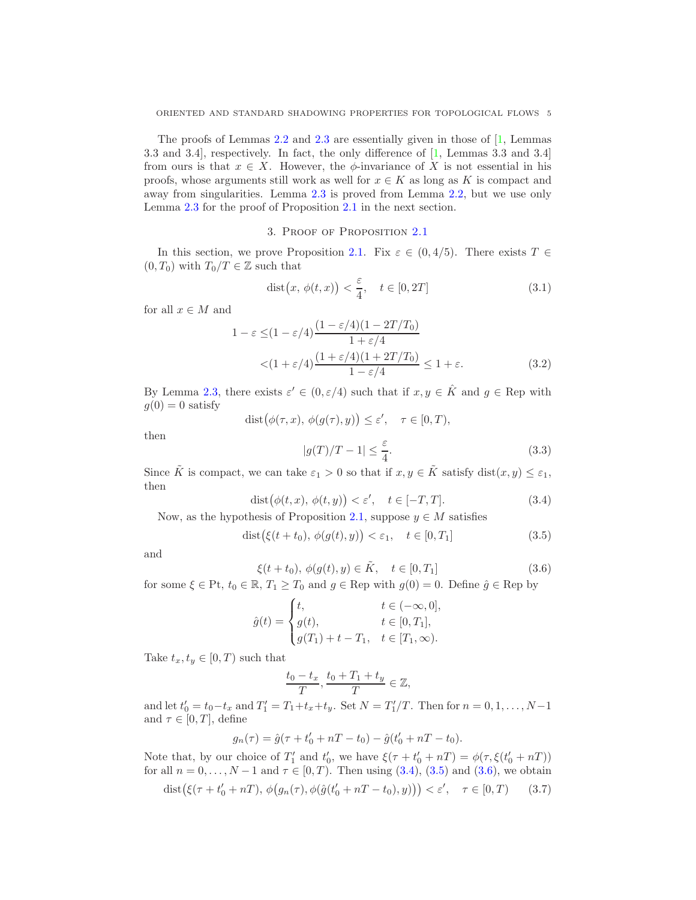The proofs of Lemmas 2.2 and 2.3 are essentially given in those of [1, Lemmas 3.3 and 3.4], respectively. In fact, the only difference of [1, Lemmas 3.3 and 3.4] from ours is that $x \in X$. However, the $\phi$-invariance of $X$ is not essential in his proofs, whose arguments still work as well for $x \in K$ as long as $K$ is compact and away from singularities. Lemma 2.3 is proved from Lemma 2.2, but we use only Lemma 2.3 for the proof of Proposition 2.1 in the next section.

## 3. Proof of Proposition 2.1

In this section, we prove Proposition 2.1. Fix $\varepsilon \in (0, 4/5)$. There exists $T \in (0, T_0)$ with $T_0/T \in \mathbb{Z}$ such that

$$\operatorname{dist}\big(x,\, \phi(t,x)\big) < \frac{\varepsilon}{4}, \quad t \in [0, 2T] \tag{3.1}$$

for all $x \in M$ and

$$\begin{aligned} 1-\varepsilon \leq &(1-\varepsilon/4)\frac{(1-\varepsilon/4)(1-2T/T_0)}{1+\varepsilon/4} \\ &<(1+\varepsilon/4)\frac{(1+\varepsilon/4)(1+2T/T_0)}{1-\varepsilon/4} \leq 1+\varepsilon. \end{aligned} \tag{3.2}$$

By Lemma 2.3, there exists $\varepsilon' \in (0, \varepsilon/4)$ such that if $x, y \in \hat{K}$ and $g \in \mathrm{Rep}$ with $g(0) = 0$ satisfy

$$\operatorname{dist}\big(\phi(\tau, x),\, \phi(g(\tau), y)\big) \leq \varepsilon', \quad \tau \in [0, T),$$

then

$$|g(T)/T - 1| \leq \frac{\varepsilon}{4}. \tag{3.3}$$

Since $\tilde{K}$ is compact, we can take $\varepsilon_1 > 0$ so that if $x, y \in \tilde{K}$ satisfy $\operatorname{dist}(x, y) \leq \varepsilon_1$, then

$$\operatorname{dist}\big(\phi(t, x),\, \phi(t, y)\big) < \varepsilon', \quad t \in [-T, T]. \tag{3.4}$$

Now, as the hypothesis of Proposition 2.1, suppose $y \in M$ satisfies

$$\operatorname{dist}\big(\xi(t + t_0),\, \phi(g(t), y)\big) < \varepsilon_1, \quad t \in [0, T_1] \tag{3.5}$$

and

$$\xi(t + t_0),\, \phi(g(t), y) \in \tilde{K}, \quad t \in [0, T_1] \tag{3.6}$$

for some $\xi \in \mathrm{Pt}$, $t_0 \in \mathbb{R}$, $T_1 \geq T_0$ and $g \in \mathrm{Rep}$ with $g(0) = 0$. Define $\hat{g} \in \mathrm{Rep}$ by

$$\hat{g}(t) = \begin{cases} t, & t \in (-\infty, 0], \\ g(t), & t \in [0, T_1], \\ g(T_1) + t - T_1, & t \in [T_1, \infty). \end{cases}$$

Take $t_x, t_y \in [0, T)$ such that

$$\frac{t_0 - t_x}{T},\, \frac{t_0 + T_1 + t_y}{T} \in \mathbb{Z},$$

and let $t_0' = t_0 - t_x$ and $T_1' = T_1 + t_x + t_y$. Set $N = T_1'/T$. Then for $n = 0, 1, \ldots, N-1$ and $\tau \in [0, T]$, define

$$g_n(\tau) = \hat{g}(\tau + t_0' + nT - t_0) - \hat{g}(t_0' + nT - t_0).$$

Note that, by our choice of $T_1'$ and $t_0'$, we have $\xi(\tau + t_0' + nT) = \phi(\tau, \xi(t_0' + nT))$ for all $n = 0, \ldots, N-1$ and $\tau \in [0, T)$. Then using (3.4), (3.5) and (3.6), we obtain

$$\operatorname{dist}\big(\xi(\tau + t_0' + nT),\, \phi\big(g_n(\tau), \phi(\hat{g}(t_0' + nT - t_0), y)\big)\big) < \varepsilon', \quad \tau \in [0, T) \tag{3.7}$$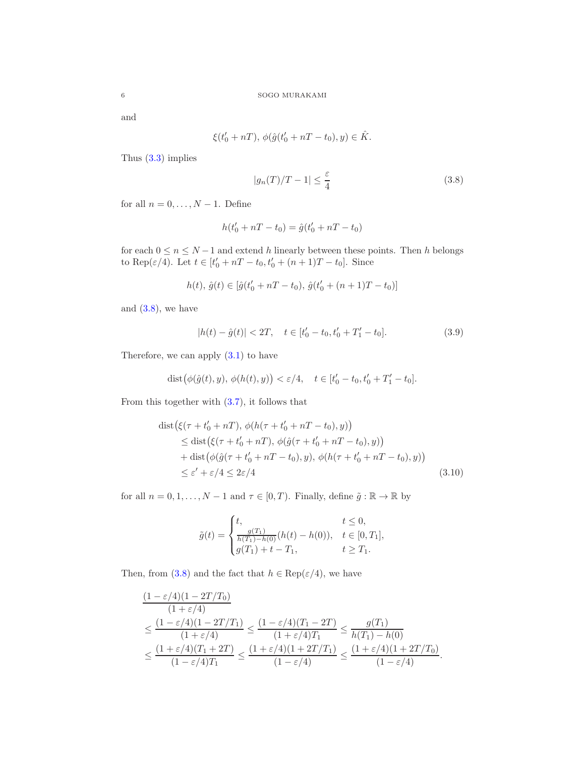and

$$\xi(t_0' + nT),\ \phi(\hat{g}(t_0' + nT - t_0), y) \in \hat{K}.$$

Thus (3.3) implies

$$|g_n(T)/T - 1| \leq \frac{\varepsilon}{4} \tag{3.8}$$

for all $n = 0, \dots, N-1$. Define

$$h(t_0' + nT - t_0) = \hat{g}(t_0' + nT - t_0)$$

for each $0 \leq n \leq N-1$ and extend $h$ linearly between these points. Then $h$ belongs to $\mathrm{Rep}(\varepsilon/4)$. Let $t \in [t_0' + nT - t_0, t_0' + (n+1)T - t_0]$. Since

$$h(t),\ \hat{g}(t) \in [\hat{g}(t_0' + nT - t_0),\ \hat{g}(t_0' + (n+1)T - t_0)]$$

and (3.8), we have

$$|h(t) - \hat{g}(t)| < 2T, \quad t \in [t_0' - t_0, t_0' + T_1' - t_0]. \tag{3.9}$$

Therefore, we can apply (3.1) to have

$$\mathrm{dist}\big(\phi(\hat{g}(t), y),\ \phi(h(t), y)\big) < \varepsilon/4, \quad t \in [t_0' - t_0, t_0' + T_1' - t_0].$$

From this together with (3.7), it follows that

$$\begin{aligned}
&\mathrm{dist}\big(\xi(\tau + t_0' + nT),\ \phi(h(\tau + t_0' + nT - t_0), y)\big) \\
&\quad \leq \mathrm{dist}\big(\xi(\tau + t_0' + nT),\ \phi(\hat{g}(\tau + t_0' + nT - t_0), y)\big) \\
&\quad\quad + \mathrm{dist}\big(\phi(\hat{g}(\tau + t_0' + nT - t_0), y),\ \phi(h(\tau + t_0' + nT - t_0), y)\big) \\
&\quad \leq \varepsilon' + \varepsilon/4 \leq 2\varepsilon/4
\end{aligned} \tag{3.10}$$

for all $n = 0, 1, \dots, N-1$ and $\tau \in [0, T)$. Finally, define $\tilde{g} : \mathbb{R} \to \mathbb{R}$ by

$$\tilde{g}(t) = \begin{cases} t, & t \leq 0, \\ \frac{g(T_1)}{h(T_1) - h(0)}(h(t) - h(0)), & t \in [0, T_1], \\ g(T_1) + t - T_1, & t \geq T_1. \end{cases}$$

Then, from (3.8) and the fact that $h \in \mathrm{Rep}(\varepsilon/4)$, we have

$$\begin{aligned}
&\frac{(1 - \varepsilon/4)(1 - 2T/T_0)}{(1 + \varepsilon/4)} \\
&\leq \frac{(1 - \varepsilon/4)(1 - 2T/T_1)}{(1 + \varepsilon/4)} \leq \frac{(1 - \varepsilon/4)(T_1 - 2T)}{(1 + \varepsilon/4)T_1} \leq \frac{g(T_1)}{h(T_1) - h(0)} \\
&\leq \frac{(1 + \varepsilon/4)(T_1 + 2T)}{(1 - \varepsilon/4)T_1} \leq \frac{(1 + \varepsilon/4)(1 + 2T/T_1)}{(1 - \varepsilon/4)} \leq \frac{(1 + \varepsilon/4)(1 + 2T/T_0)}{(1 - \varepsilon/4)}.
\end{aligned}$$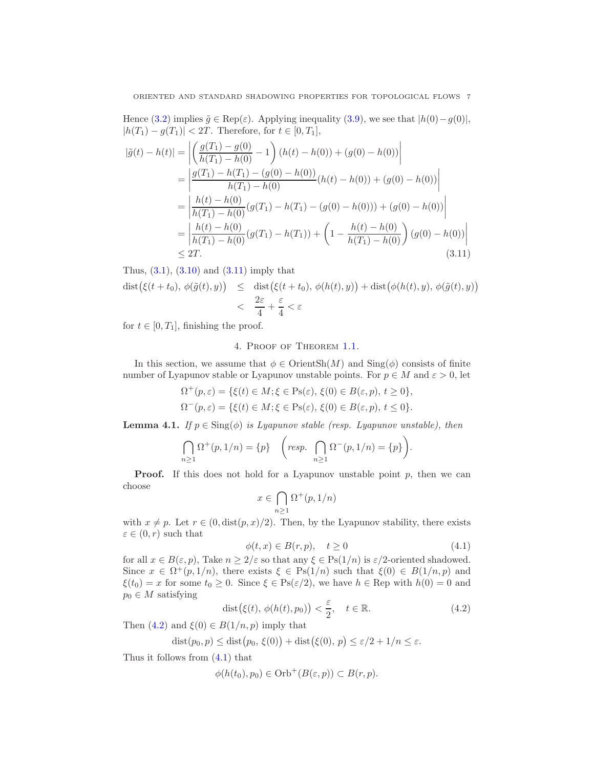Hence (3.2) implies $\tilde{g} \in \mathrm{Rep}(\varepsilon)$. Applying inequality (3.9), we see that $|h(0)-g(0)|$, $|h(T_1) - g(T_1)| < 2T$. Therefore, for $t \in [0, T_1]$,

$$
\begin{aligned}
|\tilde{g}(t) - h(t)| &= \left| \left( \frac{g(T_1) - g(0)}{h(T_1) - h(0)} - 1 \right) (h(t) - h(0)) + (g(0) - h(0)) \right| \\
&= \left| \frac{g(T_1) - h(T_1) - (g(0) - h(0))}{h(T_1) - h(0)} (h(t) - h(0)) + (g(0) - h(0)) \right| \\
&= \left| \frac{h(t) - h(0)}{h(T_1) - h(0)} (g(T_1) - h(T_1) - (g(0) - h(0))) + (g(0) - h(0)) \right| \\
&= \left| \frac{h(t) - h(0)}{h(T_1) - h(0)} (g(T_1) - h(T_1)) + \left( 1 - \frac{h(t) - h(0)}{h(T_1) - h(0)} \right) (g(0) - h(0)) \right| \\
&\leq 2T. 
\end{aligned} \tag{3.11}
$$

Thus, (3.1), (3.10) and (3.11) imply that

$$
\begin{aligned}
\mathrm{dist}\big(\xi(t+t_0),\, \phi(\tilde{g}(t), y)\big) &\leq \mathrm{dist}\big(\xi(t+t_0),\, \phi(h(t), y)\big) + \mathrm{dist}\big(\phi(h(t), y),\, \phi(\tilde{g}(t), y)\big) \\
&< \frac{2\varepsilon}{4} + \frac{\varepsilon}{4} < \varepsilon
\end{aligned}
$$

for $t \in [0, T_1]$, finishing the proof.

## 4. Proof of Theorem 1.1.

In this section, we assume that $\phi \in \mathrm{OrientSh}(M)$ and $\mathrm{Sing}(\phi)$ consists of finite number of Lyapunov stable or Lyapunov unstable points. For $p \in M$ and $\varepsilon > 0$, let

$$
\begin{aligned}
\Omega^+(p, \varepsilon) &= \{\xi(t) \in M; \xi \in \mathrm{Ps}(\varepsilon),\, \xi(0) \in B(\varepsilon, p),\, t \geq 0\}, \\
\Omega^-(p, \varepsilon) &= \{\xi(t) \in M; \xi \in \mathrm{Ps}(\varepsilon),\, \xi(0) \in B(\varepsilon, p),\, t \leq 0\}.
\end{aligned}
$$

**Lemma 4.1.** *If $p \in \mathrm{Sing}(\phi)$ is Lyapunov stable (resp. Lyapunov unstable), then*

$$
\bigcap_{n \geq 1} \Omega^+(p, 1/n) = \{p\} \quad \left( \textit{resp. } \bigcap_{n \geq 1} \Omega^-(p, 1/n) = \{p\} \right).
$$

**Proof.** If this does not hold for a Lyapunov unstable point $p$, then we can choose

$$
x \in \bigcap_{n \geq 1} \Omega^+(p, 1/n)
$$

with $x \neq p$. Let $r \in (0, \mathrm{dist}(p, x)/2)$. Then, by the Lyapunov stability, there exists $\varepsilon \in (0, r)$ such that

$$
\phi(t, x) \in B(r, p), \quad t \geq 0 \tag{4.1}
$$

for all $x \in B(\varepsilon, p)$, Take $n \geq 2/\varepsilon$ so that any $\xi \in \mathrm{Ps}(1/n)$ is $\varepsilon/2$-oriented shadowed. Since $x \in \Omega^+(p, 1/n)$, there exists $\xi \in \mathrm{Ps}(1/n)$ such that $\xi(0) \in B(1/n, p)$ and $\xi(t_0) = x$ for some $t_0 \geq 0$. Since $\xi \in \mathrm{Ps}(\varepsilon/2)$, we have $h \in \mathrm{Rep}$ with $h(0) = 0$ and $p_0 \in M$ satisfying

$$
\mathrm{dist}\big(\xi(t),\, \phi(h(t), p_0)\big) < \frac{\varepsilon}{2}, \quad t \in \mathbb{R}. \tag{4.2}
$$

Then (4.2) and $\xi(0) \in B(1/n, p)$ imply that

$$
\mathrm{dist}(p_0, p) \leq \mathrm{dist}\big(p_0,\, \xi(0)\big) + \mathrm{dist}\big(\xi(0),\, p\big) \leq \varepsilon/2 + 1/n \leq \varepsilon.
$$

Thus it follows from (4.1) that

$$
\phi(h(t_0), p_0) \in \mathrm{Orb}^+(B(\varepsilon, p)) \subset B(r, p).
$$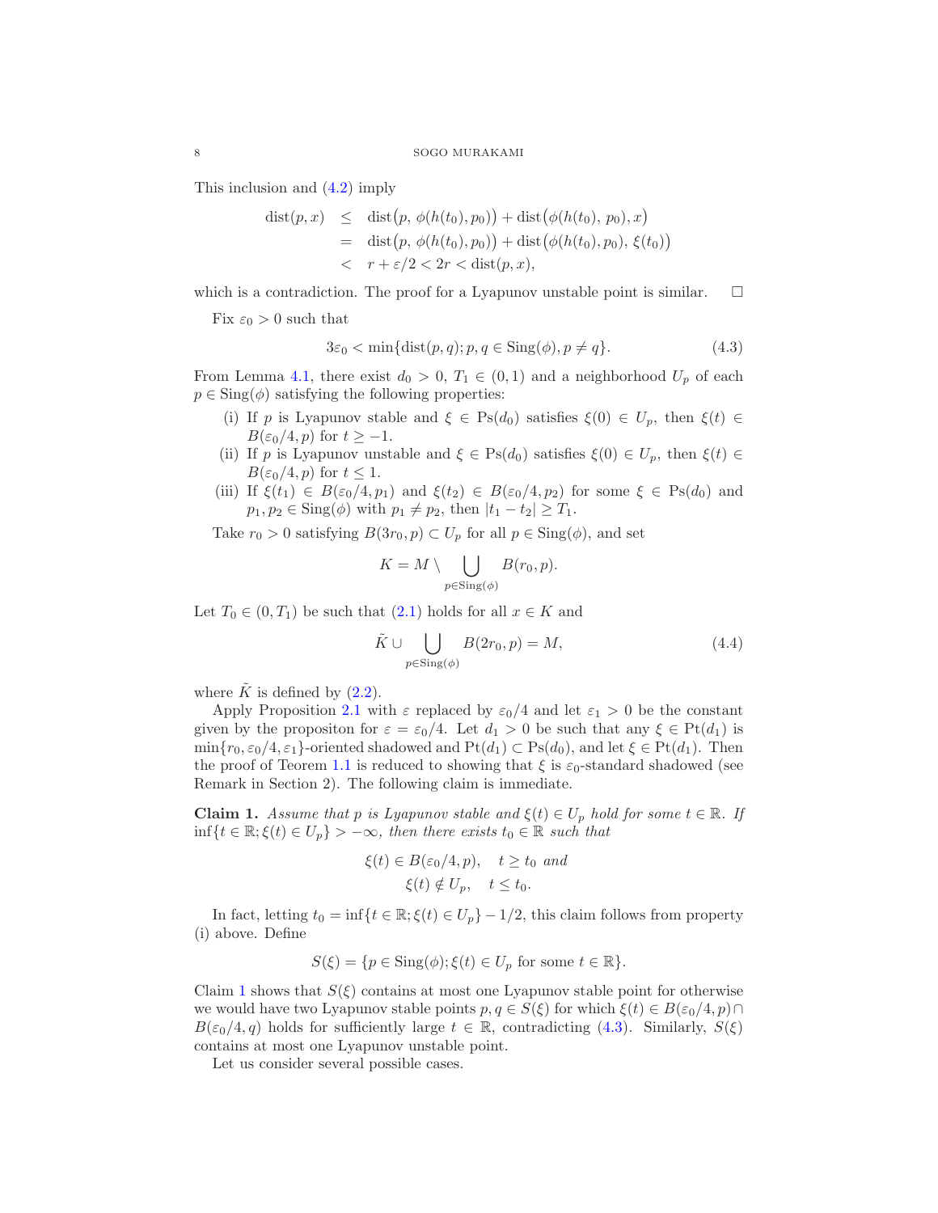This inclusion and (4.2) imply

$$
\begin{aligned}
\operatorname{dist}(p, x) &\leq \operatorname{dist}\big(p,\, \phi(h(t_0), p_0)\big) + \operatorname{dist}\big(\phi(h(t_0), p_0), x\big) \\
&= \operatorname{dist}\big(p,\, \phi(h(t_0), p_0)\big) + \operatorname{dist}\big(\phi(h(t_0), p_0),\, \xi(t_0)\big) \\
&< r + \varepsilon/2 < 2r < \operatorname{dist}(p, x),
\end{aligned}
$$

which is a contradiction. The proof for a Lyapunov unstable point is similar. □

Fix $\varepsilon_0 > 0$ such that

$$
3\varepsilon_0 < \min\{\operatorname{dist}(p, q); p, q \in \operatorname{Sing}(\phi), p \neq q\}. \tag{4.3}
$$

From Lemma 4.1, there exist $d_0 > 0$, $T_1 \in (0, 1)$ and a neighborhood $U_p$ of each $p \in \operatorname{Sing}(\phi)$ satisfying the following properties:

(i) If $p$ is Lyapunov stable and $\xi \in \operatorname{Ps}(d_0)$ satisfies $\xi(0) \in U_p$, then $\xi(t) \in B(\varepsilon_0/4, p)$ for $t \geq -1$.

(ii) If $p$ is Lyapunov unstable and $\xi \in \operatorname{Ps}(d_0)$ satisfies $\xi(0) \in U_p$, then $\xi(t) \in B(\varepsilon_0/4, p)$ for $t \leq 1$.

(iii) If $\xi(t_1) \in B(\varepsilon_0/4, p_1)$ and $\xi(t_2) \in B(\varepsilon_0/4, p_2)$ for some $\xi \in \operatorname{Ps}(d_0)$ and $p_1, p_2 \in \operatorname{Sing}(\phi)$ with $p_1 \neq p_2$, then $|t_1 - t_2| \geq T_1$.

Take $r_0 > 0$ satisfying $B(3r_0, p) \subset U_p$ for all $p \in \operatorname{Sing}(\phi)$, and set

$$
K = M \setminus \bigcup_{p \in \operatorname{Sing}(\phi)} B(r_0, p).
$$

Let $T_0 \in (0, T_1)$ be such that (2.1) holds for all $x \in K$ and

$$
\tilde{K} \cup \bigcup_{p \in \operatorname{Sing}(\phi)} B(2r_0, p) = M, \tag{4.4}
$$

where $\tilde{K}$ is defined by (2.2).

Apply Proposition 2.1 with $\varepsilon$ replaced by $\varepsilon_0/4$ and let $\varepsilon_1 > 0$ be the constant given by the propositon for $\varepsilon = \varepsilon_0/4$. Let $d_1 > 0$ be such that any $\xi \in \operatorname{Pt}(d_1)$ is $\min\{r_0, \varepsilon_0/4, \varepsilon_1\}$-oriented shadowed and $\operatorname{Pt}(d_1) \subset \operatorname{Ps}(d_0)$, and let $\xi \in \operatorname{Pt}(d_1)$. Then the proof of Teorem 1.1 is reduced to showing that $\xi$ is $\varepsilon_0$-standard shadowed (see Remark in Section 2). The following claim is immediate.

**Claim 1.** *Assume that $p$ is Lyapunov stable and $\xi(t) \in U_p$ hold for some $t \in \mathbb{R}$. If $\inf\{t \in \mathbb{R}; \xi(t) \in U_p\} > -\infty$, then there exists $t_0 \in \mathbb{R}$ such that*

$$
\begin{aligned}
\xi(t) &\in B(\varepsilon_0/4, p), \quad t \geq t_0 \ \textit{and} \\
\xi(t) &\notin U_p, \quad t \leq t_0.
\end{aligned}
$$

In fact, letting $t_0 = \inf\{t \in \mathbb{R}; \xi(t) \in U_p\} - 1/2$, this claim follows from property (i) above. Define

$$
S(\xi) = \{p \in \operatorname{Sing}(\phi); \xi(t) \in U_p \text{ for some } t \in \mathbb{R}\}.
$$

Claim 1 shows that $S(\xi)$ contains at most one Lyapunov stable point for otherwise we would have two Lyapunov stable points $p, q \in S(\xi)$ for which $\xi(t) \in B(\varepsilon_0/4, p) \cap B(\varepsilon_0/4, q)$ holds for sufficiently large $t \in \mathbb{R}$, contradicting (4.3). Similarly, $S(\xi)$ contains at most one Lyapunov unstable point.

Let us consider several possible cases.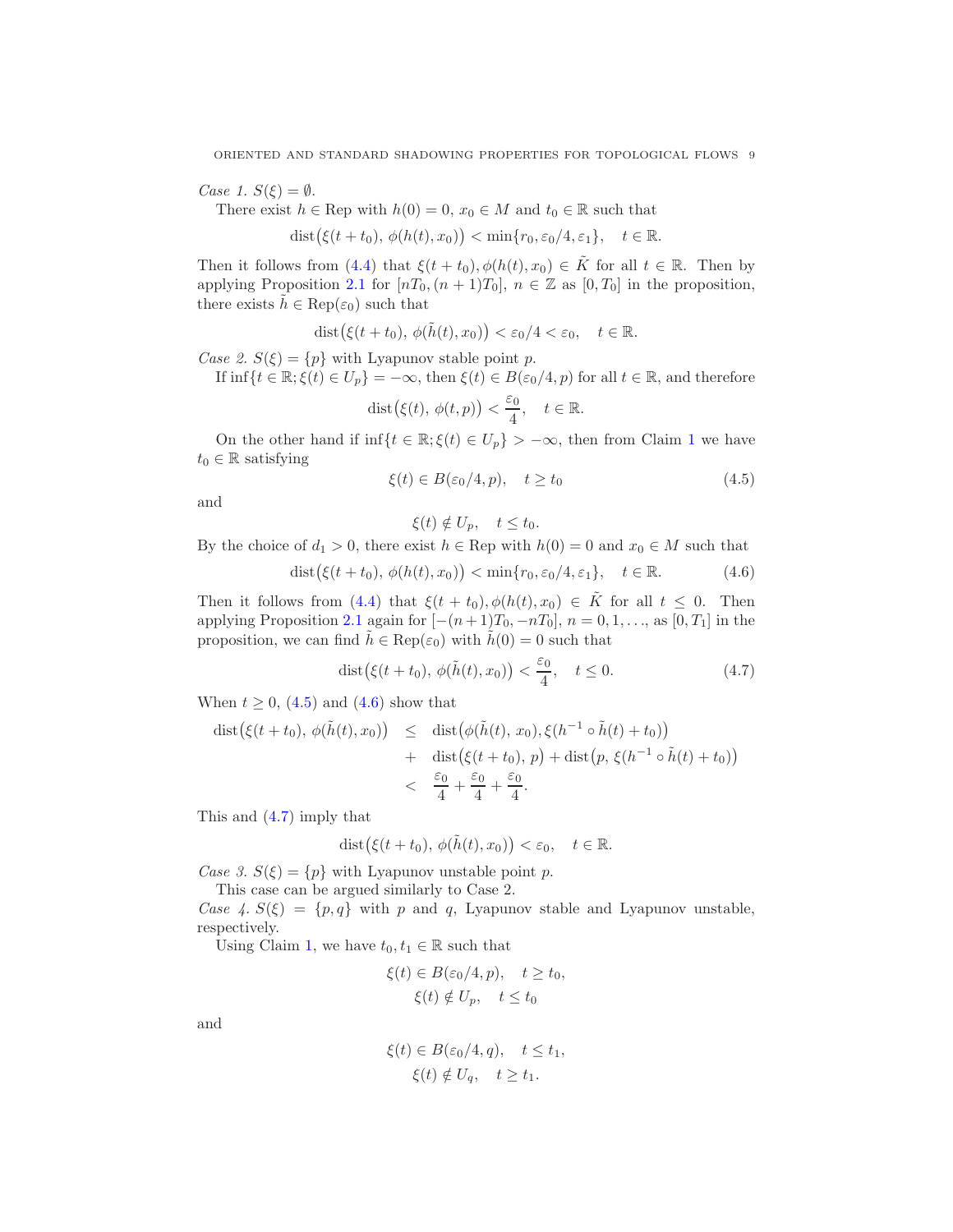*Case 1.* $S(\xi) = \emptyset$.

There exist $h \in \text{Rep}$ with $h(0) = 0$, $x_0 \in M$ and $t_0 \in \mathbb{R}$ such that

$$\text{dist}\big(\xi(t+t_0),\, \phi(h(t), x_0)\big) < \min\{r_0, \varepsilon_0/4, \varepsilon_1\}, \quad t \in \mathbb{R}.$$

Then it follows from (4.4) that $\xi(t+t_0), \phi(h(t), x_0) \in \tilde{K}$ for all $t \in \mathbb{R}$. Then by applying Proposition 2.1 for $[nT_0, (n+1)T_0]$, $n \in \mathbb{Z}$ as $[0, T_0]$ in the proposition, there exists $\tilde{h} \in \text{Rep}(\varepsilon_0)$ such that

$$\text{dist}\big(\xi(t+t_0),\, \phi(\tilde{h}(t), x_0)\big) < \varepsilon_0/4 < \varepsilon_0, \quad t \in \mathbb{R}.$$

*Case 2.* $S(\xi) = \{p\}$ with Lyapunov stable point $p$.

If $\inf\{t \in \mathbb{R}; \xi(t) \in U_p\} = -\infty$, then $\xi(t) \in B(\varepsilon_0/4, p)$ for all $t \in \mathbb{R}$, and therefore

$$\text{dist}\big(\xi(t),\, \phi(t, p)\big) < \frac{\varepsilon_0}{4}, \quad t \in \mathbb{R}.$$

On the other hand if $\inf\{t \in \mathbb{R}; \xi(t) \in U_p\} > -\infty$, then from Claim 1 we have $t_0 \in \mathbb{R}$ satisfying

$$\xi(t) \in B(\varepsilon_0/4, p), \quad t \geq t_0 \tag{4.5}$$

and

$$\xi(t) \notin U_p, \quad t \leq t_0.$$

By the choice of $d_1 > 0$, there exist $h \in \text{Rep}$ with $h(0) = 0$ and $x_0 \in M$ such that

$$\text{dist}\big(\xi(t+t_0),\, \phi(h(t), x_0)\big) < \min\{r_0, \varepsilon_0/4, \varepsilon_1\}, \quad t \in \mathbb{R}. \tag{4.6}$$

Then it follows from (4.4) that $\xi(t+t_0), \phi(h(t), x_0) \in \tilde{K}$ for all $t \leq 0$. Then applying Proposition 2.1 again for $[-(n+1)T_0, -nT_0]$, $n = 0, 1, \ldots$, as $[0, T_1]$ in the proposition, we can find $\tilde{h} \in \text{Rep}(\varepsilon_0)$ with $\tilde{h}(0) = 0$ such that

$$\text{dist}\big(\xi(t+t_0),\, \phi(\tilde{h}(t), x_0)\big) < \frac{\varepsilon_0}{4}, \quad t \leq 0. \tag{4.7}$$

When $t \geq 0$, (4.5) and (4.6) show that

$$\begin{aligned}
\text{dist}\big(\xi(t+t_0),\, \phi(\tilde{h}(t), x_0)\big) &\leq \text{dist}\big(\phi(\tilde{h}(t),\, x_0), \xi(h^{-1} \circ \tilde{h}(t) + t_0)\big) \\
&+ \text{dist}\big(\xi(t+t_0),\, p\big) + \text{dist}\big(p,\, \xi(h^{-1} \circ \tilde{h}(t) + t_0)\big) \\
&< \frac{\varepsilon_0}{4} + \frac{\varepsilon_0}{4} + \frac{\varepsilon_0}{4}.
\end{aligned}$$

This and (4.7) imply that

$$\text{dist}\big(\xi(t+t_0),\, \phi(\tilde{h}(t), x_0)\big) < \varepsilon_0, \quad t \in \mathbb{R}.$$

*Case 3.* $S(\xi) = \{p\}$ with Lyapunov unstable point $p$.

This case can be argued similarly to Case 2.

*Case 4.* $S(\xi) = \{p, q\}$ with $p$ and $q$, Lyapunov stable and Lyapunov unstable, respectively.

Using Claim 1, we have $t_0, t_1 \in \mathbb{R}$ such that

$$\xi(t) \in B(\varepsilon_0/4, p), \quad t \geq t_0,$$
$$\xi(t) \notin U_p, \quad t \leq t_0$$

and

$$\xi(t) \in B(\varepsilon_0/4, q), \quad t \leq t_1,$$
$$\xi(t) \notin U_q, \quad t \geq t_1.$$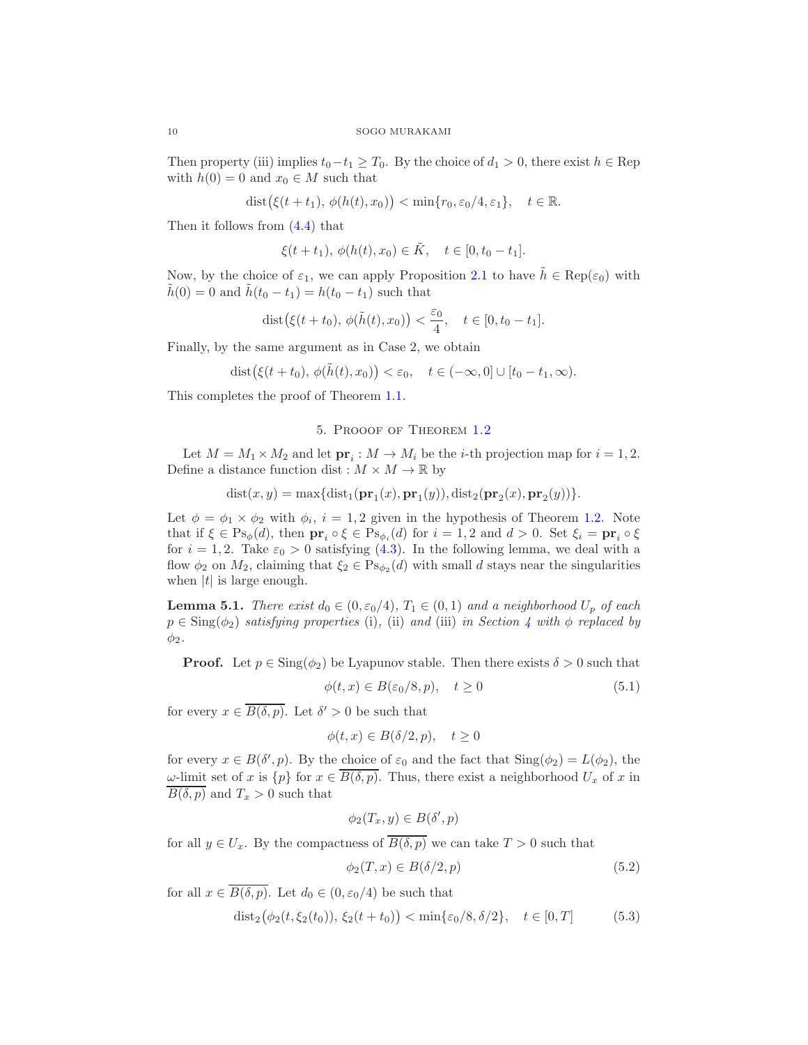Then property (iii) implies $t_0 - t_1 \geq T_0$. By the choice of $d_1 > 0$, there exist $h \in \mathrm{Rep}$ with $h(0) = 0$ and $x_0 \in M$ such that

$$\mathrm{dist}\big(\xi(t+t_1),\, \phi(h(t), x_0)\big) < \min\{r_0, \varepsilon_0/4, \varepsilon_1\}, \quad t \in \mathbb{R}.$$

Then it follows from (4.4) that

$$\xi(t+t_1),\, \phi(h(t), x_0) \in \tilde{K}, \quad t \in [0, t_0 - t_1].$$

Now, by the choice of $\varepsilon_1$, we can apply Proposition 2.1 to have $\tilde{h} \in \mathrm{Rep}(\varepsilon_0)$ with $\tilde{h}(0) = 0$ and $\tilde{h}(t_0 - t_1) = h(t_0 - t_1)$ such that

$$\mathrm{dist}\big(\xi(t+t_0),\, \phi(\tilde{h}(t), x_0)\big) < \frac{\varepsilon_0}{4}, \quad t \in [0, t_0 - t_1].$$

Finally, by the same argument as in Case 2, we obtain

$$\mathrm{dist}\big(\xi(t+t_0),\, \phi(\tilde{h}(t), x_0)\big) < \varepsilon_0, \quad t \in (-\infty, 0] \cup [t_0 - t_1, \infty).$$

This completes the proof of Theorem 1.1.

## 5. Prooof of Theorem 1.2

Let $M = M_1 \times M_2$ and let $\mathbf{pr}_i : M \to M_i$ be the $i$-th projection map for $i = 1, 2$. Define a distance function $\mathrm{dist} : M \times M \to \mathbb{R}$ by

$$\mathrm{dist}(x, y) = \max\{\mathrm{dist}_1(\mathbf{pr}_1(x), \mathbf{pr}_1(y)), \mathrm{dist}_2(\mathbf{pr}_2(x), \mathbf{pr}_2(y))\}.$$

Let $\phi = \phi_1 \times \phi_2$ with $\phi_i$, $i = 1, 2$ given in the hypothesis of Theorem 1.2. Note that if $\xi \in \mathrm{Ps}_\phi(d)$, then $\mathbf{pr}_i \circ \xi \in \mathrm{Ps}_{\phi_i}(d)$ for $i = 1, 2$ and $d > 0$. Set $\xi_i = \mathbf{pr}_i \circ \xi$ for $i = 1, 2$. Take $\varepsilon_0 > 0$ satisfying (4.3). In the following lemma, we deal with a flow $\phi_2$ on $M_2$, claiming that $\xi_2 \in \mathrm{Ps}_{\phi_2}(d)$ with small $d$ stays near the singularities when $|t|$ is large enough.

**Lemma 5.1.** *There exist $d_0 \in (0, \varepsilon_0/4)$, $T_1 \in (0, 1)$ and a neighborhood $U_p$ of each $p \in \mathrm{Sing}(\phi_2)$ satisfying properties* (i), (ii) *and* (iii) *in Section 4 with $\phi$ replaced by $\phi_2$.*

**Proof.** Let $p \in \mathrm{Sing}(\phi_2)$ be Lyapunov stable. Then there exists $\delta > 0$ such that

$$\phi(t, x) \in B(\varepsilon_0/8, p), \quad t \geq 0 \tag{5.1}$$

for every $x \in \overline{B(\delta, p)}$. Let $\delta' > 0$ be such that

$$\phi(t, x) \in B(\delta/2, p), \quad t \geq 0$$

for every $x \in B(\delta', p)$. By the choice of $\varepsilon_0$ and the fact that $\mathrm{Sing}(\phi_2) = L(\phi_2)$, the $\omega$-limit set of $x$ is $\{p\}$ for $x \in \overline{B(\delta, p)}$. Thus, there exist a neighborhood $U_x$ of $x$ in $\overline{B(\delta, p)}$ and $T_x > 0$ such that

$$\phi_2(T_x, y) \in B(\delta', p)$$

for all $y \in U_x$. By the compactness of $\overline{B(\delta, p)}$ we can take $T > 0$ such that

$$\phi_2(T, x) \in B(\delta/2, p) \tag{5.2}$$

for all $x \in \overline{B(\delta, p)}$. Let $d_0 \in (0, \varepsilon_0/4)$ be such that

$$\mathrm{dist}_2\big(\phi_2(t, \xi_2(t_0)),\, \xi_2(t + t_0)\big) < \min\{\varepsilon_0/8, \delta/2\}, \quad t \in [0, T] \tag{5.3}$$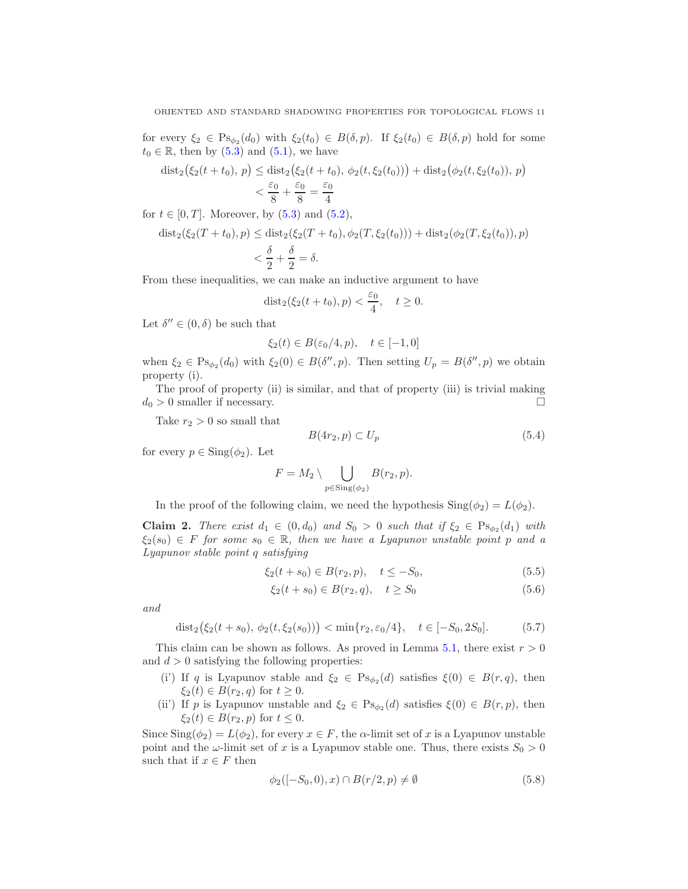for every $\xi_2 \in \mathrm{Ps}_{\phi_2}(d_0)$ with $\xi_2(t_0) \in B(\delta, p)$. If $\xi_2(t_0) \in B(\delta, p)$ hold for some $t_0 \in \mathbb{R}$, then by (5.3) and (5.1), we have

$$\begin{aligned}\mathrm{dist}_2\big(\xi_2(t+t_0),\, p\big) &\le \mathrm{dist}_2\big(\xi_2(t+t_0),\, \phi_2(t, \xi_2(t_0))\big) + \mathrm{dist}_2\big(\phi_2(t, \xi_2(t_0)),\, p\big) \\ &< \frac{\varepsilon_0}{8} + \frac{\varepsilon_0}{8} = \frac{\varepsilon_0}{4}\end{aligned}$$

for $t \in [0, T]$. Moreover, by (5.3) and (5.2),

$$\begin{aligned}\mathrm{dist}_2(\xi_2(T+t_0), p) &\le \mathrm{dist}_2(\xi_2(T+t_0), \phi_2(T, \xi_2(t_0))) + \mathrm{dist}_2(\phi_2(T, \xi_2(t_0)), p) \\ &< \frac{\delta}{2} + \frac{\delta}{2} = \delta.\end{aligned}$$

From these inequalities, we can make an inductive argument to have

$$\mathrm{dist}_2(\xi_2(t+t_0), p) < \frac{\varepsilon_0}{4}, \quad t \ge 0.$$

Let $\delta'' \in (0, \delta)$ be such that

$$\xi_2(t) \in B(\varepsilon_0/4, p), \quad t \in [-1, 0]$$

when $\xi_2 \in \mathrm{Ps}_{\phi_2}(d_0)$ with $\xi_2(0) \in B(\delta'', p)$. Then setting $U_p = B(\delta'', p)$ we obtain property (i).

The proof of property (ii) is similar, and that of property (iii) is trivial making $d_0 > 0$ smaller if necessary. □

Take $r_2 > 0$ so small that

$$B(4r_2, p) \subset U_p \tag{5.4}$$

for every $p \in \mathrm{Sing}(\phi_2)$. Let

$$F = M_2 \setminus \bigcup_{p \in \mathrm{Sing}(\phi_2)} B(r_2, p).$$

In the proof of the following claim, we need the hypothesis $\mathrm{Sing}(\phi_2) = L(\phi_2)$.

**Claim 2.** *There exist $d_1 \in (0, d_0)$ and $S_0 > 0$ such that if $\xi_2 \in \mathrm{Ps}_{\phi_2}(d_1)$ with $\xi_2(s_0) \in F$ for some $s_0 \in \mathbb{R}$, then we have a Lyapunov unstable point $p$ and a Lyapunov stable point $q$ satisfying*

$$\xi_2(t+s_0) \in B(r_2, p), \quad t \le -S_0, \tag{5.5}$$

$$\xi_2(t+s_0) \in B(r_2, q), \quad t \ge S_0 \tag{5.6}$$

*and*

$$\mathrm{dist}_2\big(\xi_2(t+s_0),\, \phi_2(t, \xi_2(s_0))\big) < \min\{r_2, \varepsilon_0/4\}, \quad t \in [-S_0, 2S_0]. \tag{5.7}$$

This claim can be shown as follows. As proved in Lemma 5.1, there exist $r > 0$ and $d > 0$ satisfying the following properties:

- (i') If $q$ is Lyapunov stable and $\xi_2 \in \mathrm{Ps}_{\phi_2}(d)$ satisfies $\xi(0) \in B(r, q)$, then $\xi_2(t) \in B(r_2, q)$ for $t \ge 0$.
- (ii') If $p$ is Lyapunov unstable and $\xi_2 \in \mathrm{Ps}_{\phi_2}(d)$ satisfies $\xi(0) \in B(r, p)$, then $\xi_2(t) \in B(r_2, p)$ for $t \le 0$.

Since $\mathrm{Sing}(\phi_2) = L(\phi_2)$, for every $x \in F$, the $\alpha$-limit set of $x$ is a Lyapunov unstable point and the $\omega$-limit set of $x$ is a Lyapunov stable one. Thus, there exists $S_0 > 0$ such that if $x \in F$ then

$$\phi_2([-S_0, 0), x) \cap B(r/2, p) \ne \emptyset \tag{5.8}$$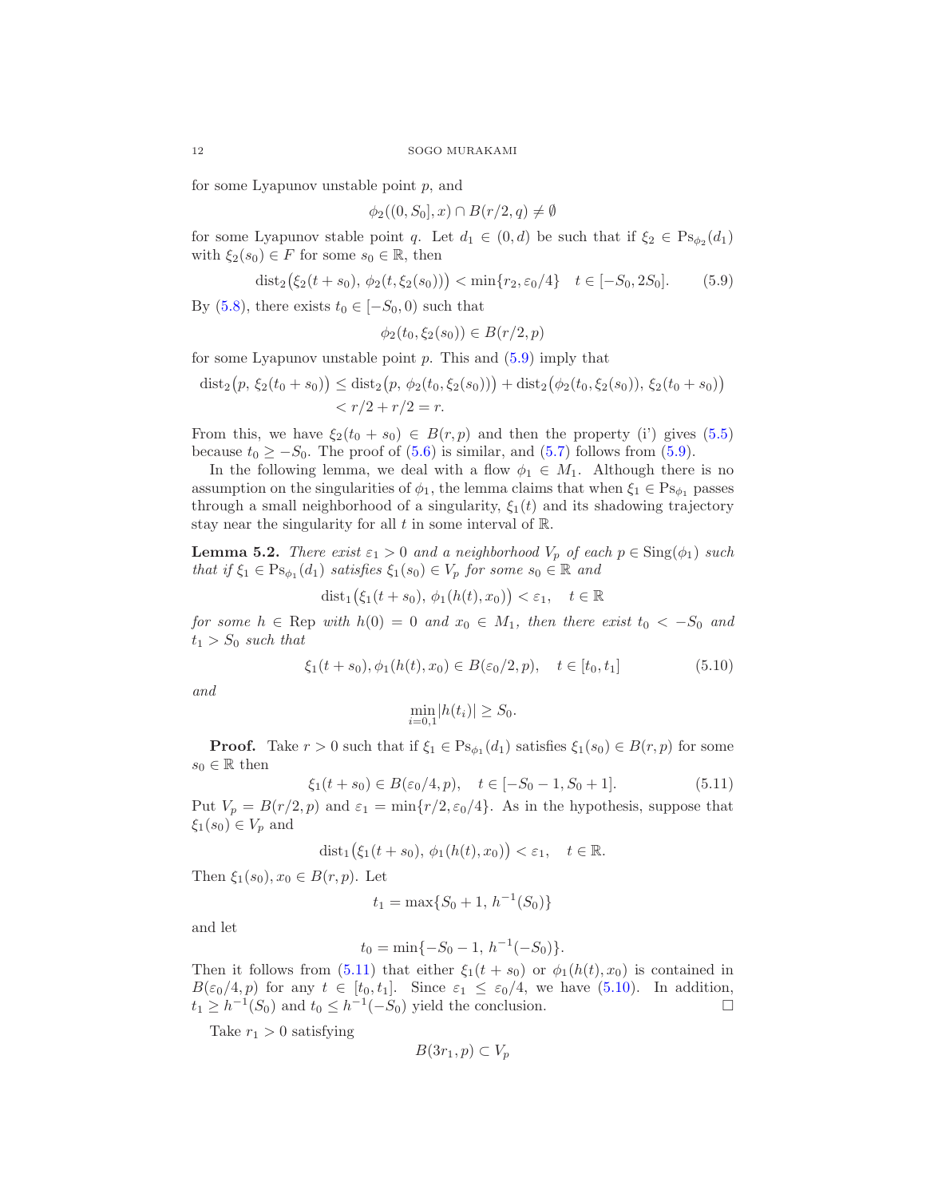for some Lyapunov unstable point $p$, and

$$\phi_2((0, S_0], x) \cap B(r/2, q) \neq \emptyset$$

for some Lyapunov stable point $q$. Let $d_1 \in (0, d)$ be such that if $\xi_2 \in \mathrm{Ps}_{\phi_2}(d_1)$ with $\xi_2(s_0) \in F$ for some $s_0 \in \mathbb{R}$, then

$$\mathrm{dist}_2\big(\xi_2(t + s_0),\, \phi_2(t, \xi_2(s_0))\big) < \min\{r_2, \varepsilon_0/4\} \quad t \in [-S_0, 2S_0]. \tag{5.9}$$

By (5.8), there exists $t_0 \in [-S_0, 0)$ such that

$$\phi_2(t_0, \xi_2(s_0)) \in B(r/2, p)$$

for some Lyapunov unstable point $p$. This and (5.9) imply that

$$\begin{aligned}
\mathrm{dist}_2\big(p,\, \xi_2(t_0 + s_0)\big) &\leq \mathrm{dist}_2\big(p,\, \phi_2(t_0, \xi_2(s_0))\big) + \mathrm{dist}_2\big(\phi_2(t_0, \xi_2(s_0)),\, \xi_2(t_0 + s_0)\big) \\
&< r/2 + r/2 = r.
\end{aligned}$$

From this, we have $\xi_2(t_0 + s_0) \in B(r, p)$ and then the property (i') gives (5.5) because $t_0 \geq -S_0$. The proof of (5.6) is similar, and (5.7) follows from (5.9).

In the following lemma, we deal with a flow $\phi_1 \in M_1$. Although there is no assumption on the singularities of $\phi_1$, the lemma claims that when $\xi_1 \in \mathrm{Ps}_{\phi_1}$ passes through a small neighborhood of a singularity, $\xi_1(t)$ and its shadowing trajectory stay near the singularity for all $t$ in some interval of $\mathbb{R}$.

**Lemma 5.2.** *There exist $\varepsilon_1 > 0$ and a neighborhood $V_p$ of each $p \in \mathrm{Sing}(\phi_1)$ such that if $\xi_1 \in \mathrm{Ps}_{\phi_1}(d_1)$ satisfies $\xi_1(s_0) \in V_p$ for some $s_0 \in \mathbb{R}$ and*

$$\mathrm{dist}_1\big(\xi_1(t + s_0),\, \phi_1(h(t), x_0)\big) < \varepsilon_1, \quad t \in \mathbb{R}$$

*for some $h \in \mathrm{Rep}$ with $h(0) = 0$ and $x_0 \in M_1$, then there exist $t_0 < -S_0$ and $t_1 > S_0$ such that*

$$\xi_1(t + s_0), \phi_1(h(t), x_0) \in B(\varepsilon_0/2, p), \quad t \in [t_0, t_1] \tag{5.10}$$

*and*

$$\min_{i=0,1} |h(t_i)| \geq S_0.$$

**Proof.** Take $r > 0$ such that if $\xi_1 \in \mathrm{Ps}_{\phi_1}(d_1)$ satisfies $\xi_1(s_0) \in B(r, p)$ for some $s_0 \in \mathbb{R}$ then

$$\xi_1(t + s_0) \in B(\varepsilon_0/4, p), \quad t \in [-S_0 - 1, S_0 + 1]. \tag{5.11}$$

Put $V_p = B(r/2, p)$ and $\varepsilon_1 = \min\{r/2, \varepsilon_0/4\}$. As in the hypothesis, suppose that $\xi_1(s_0) \in V_p$ and

$$\mathrm{dist}_1\big(\xi_1(t + s_0),\, \phi_1(h(t), x_0)\big) < \varepsilon_1, \quad t \in \mathbb{R}.$$

Then $\xi_1(s_0), x_0 \in B(r, p)$. Let

$$t_1 = \max\{S_0 + 1,\, h^{-1}(S_0)\}$$

and let

$$t_0 = \min\{-S_0 - 1,\, h^{-1}(-S_0)\}.$$

Then it follows from (5.11) that either $\xi_1(t + s_0)$ or $\phi_1(h(t), x_0)$ is contained in $B(\varepsilon_0/4, p)$ for any $t \in [t_0, t_1]$. Since $\varepsilon_1 \leq \varepsilon_0/4$, we have (5.10). In addition, $t_1 \geq h^{-1}(S_0)$ and $t_0 \leq h^{-1}(-S_0)$ yield the conclusion. $\square$

Take $r_1 > 0$ satisfying

$$B(3r_1, p) \subset V_p$$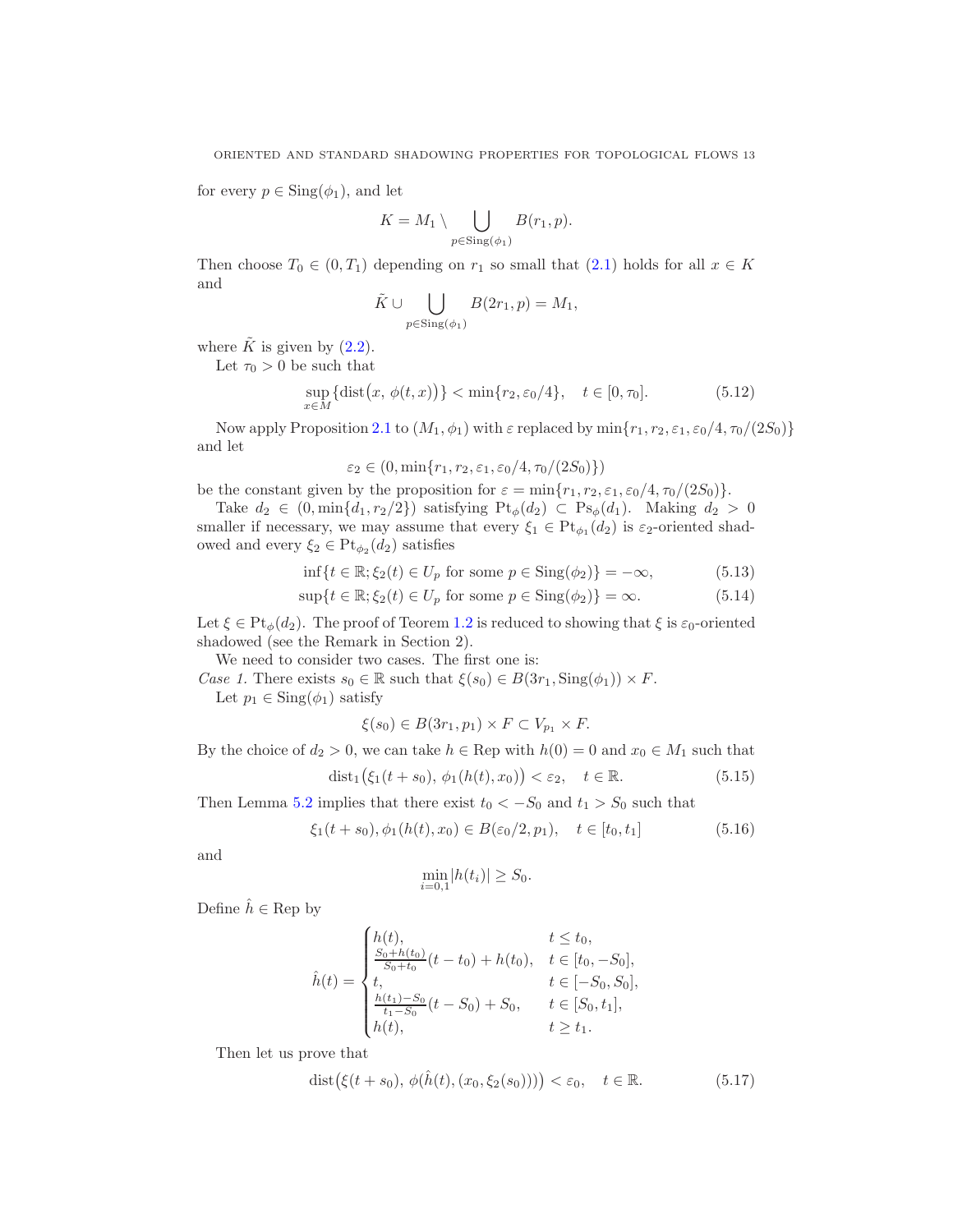for every $p \in \mathrm{Sing}(\phi_1)$, and let

$$K = M_1 \setminus \bigcup_{p\in \mathrm{Sing}(\phi_1)} B(r_1, p).$$

Then choose $T_0 \in (0, T_1)$ depending on $r_1$ so small that (2.1) holds for all $x \in K$ and

$$\tilde{K} \cup \bigcup_{p\in \mathrm{Sing}(\phi_1)} B(2r_1, p) = M_1,$$

where $\tilde{K}$ is given by (2.2).

Let $\tau_0 > 0$ be such that

$$\sup_{x\in M}\{\mathrm{dist}\big(x,\, \phi(t,x)\big)\} < \min\{r_2, \varepsilon_0/4\}, \quad t \in [0, \tau_0]. \tag{5.12}$$

Now apply Proposition 2.1 to $(M_1, \phi_1)$ with $\varepsilon$ replaced by $\min\{r_1, r_2, \varepsilon_1, \varepsilon_0/4, \tau_0/(2S_0)\}$ and let

$$\varepsilon_2 \in (0, \min\{r_1, r_2, \varepsilon_1, \varepsilon_0/4, \tau_0/(2S_0)\})$$

be the constant given by the proposition for $\varepsilon = \min\{r_1, r_2, \varepsilon_1, \varepsilon_0/4, \tau_0/(2S_0)\}$.

Take $d_2 \in (0, \min\{d_1, r_2/2\})$ satisfying $\mathrm{Pt}_\phi(d_2) \subset \mathrm{Ps}_\phi(d_1)$. Making $d_2 > 0$ smaller if necessary, we may assume that every $\xi_1 \in \mathrm{Pt}_{\phi_1}(d_2)$ is $\varepsilon_2$-oriented shadowed and every $\xi_2 \in \mathrm{Pt}_{\phi_2}(d_2)$ satisfies

$$\inf\{t \in \mathbb{R}; \xi_2(t) \in U_p \text{ for some } p \in \mathrm{Sing}(\phi_2)\} = -\infty, \tag{5.13}$$

$$\sup\{t \in \mathbb{R}; \xi_2(t) \in U_p \text{ for some } p \in \mathrm{Sing}(\phi_2)\} = \infty. \tag{5.14}$$

Let $\xi \in \mathrm{Pt}_\phi(d_2)$. The proof of Teorem 1.2 is reduced to showing that $\xi$ is $\varepsilon_0$-oriented shadowed (see the Remark in Section 2).

We need to consider two cases. The first one is:

*Case 1.* There exists $s_0 \in \mathbb{R}$ such that $\xi(s_0) \in B(3r_1, \mathrm{Sing}(\phi_1)) \times F$.

Let $p_1 \in \mathrm{Sing}(\phi_1)$ satisfy

$$\xi(s_0) \in B(3r_1, p_1) \times F \subset V_{p_1} \times F.$$

By the choice of $d_2 > 0$, we can take $h \in \mathrm{Rep}$ with $h(0) = 0$ and $x_0 \in M_1$ such that

$$\mathrm{dist}_1\big(\xi_1(t + s_0),\, \phi_1(h(t), x_0)\big) < \varepsilon_2, \quad t \in \mathbb{R}. \tag{5.15}$$

Then Lemma 5.2 implies that there exist $t_0 < -S_0$ and $t_1 > S_0$ such that

$$\xi_1(t + s_0), \phi_1(h(t), x_0) \in B(\varepsilon_0/2, p_1), \quad t \in [t_0, t_1] \tag{5.16}$$

and

$$\min_{i=0,1}|h(t_i)| \geq S_0.$$

Define $\hat{h} \in \mathrm{Rep}$ by

$$\hat{h}(t) = \begin{cases} h(t), & t \leq t_0, \\ \frac{S_0 + h(t_0)}{S_0 + t_0}(t - t_0) + h(t_0), & t \in [t_0, -S_0], \\ t, & t \in [-S_0, S_0], \\ \frac{h(t_1) - S_0}{t_1 - S_0}(t - S_0) + S_0, & t \in [S_0, t_1], \\ h(t), & t \geq t_1. \end{cases}$$

Then let us prove that

$$\mathrm{dist}\big(\xi(t + s_0),\, \phi(\hat{h}(t), (x_0, \xi_2(s_0)))\big) < \varepsilon_0, \quad t \in \mathbb{R}. \tag{5.17}$$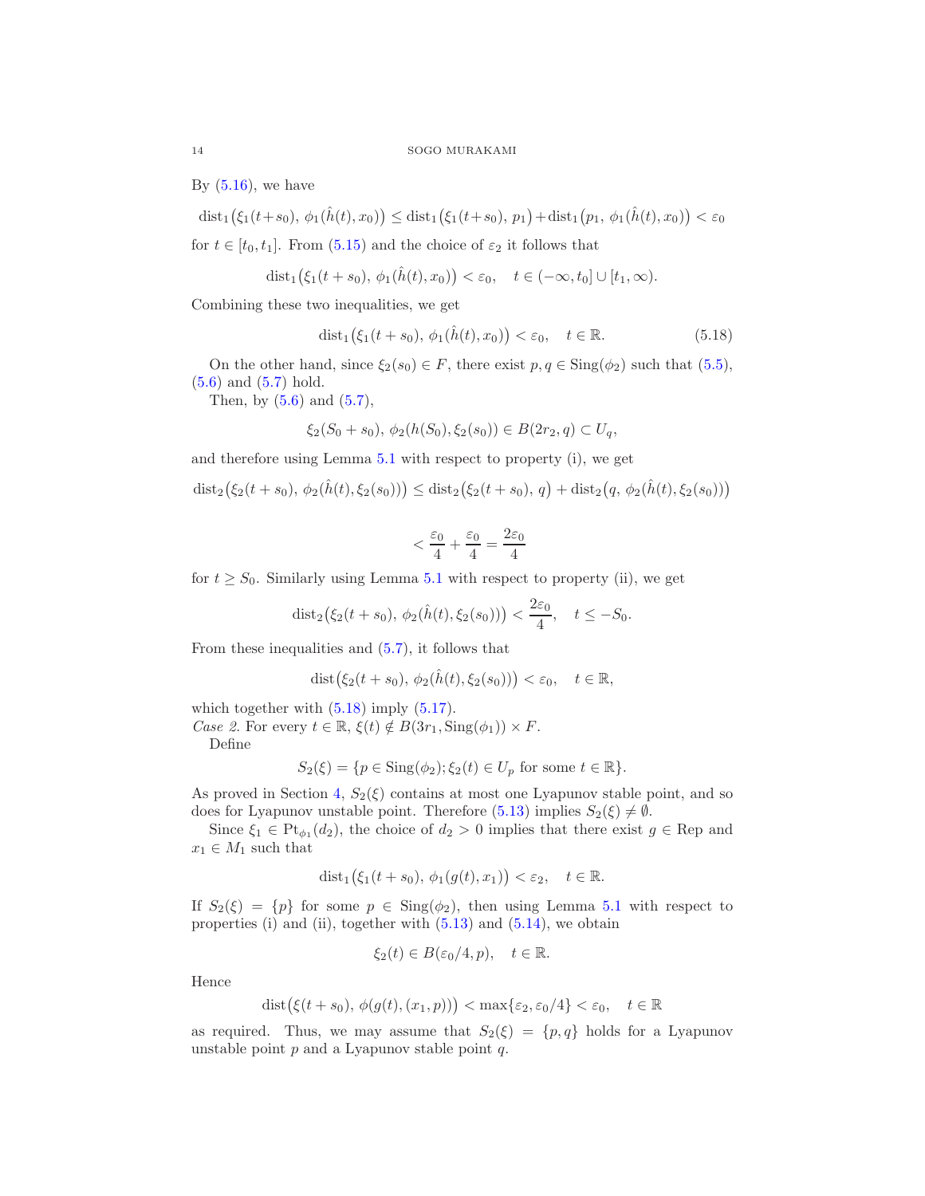By (5.16), we have

$$\mathrm{dist}_1\big(\xi_1(t+s_0),\, \phi_1(\hat{h}(t), x_0)\big) \le \mathrm{dist}_1\big(\xi_1(t+s_0),\, p_1\big) + \mathrm{dist}_1\big(p_1,\, \phi_1(\hat{h}(t), x_0)\big) < \varepsilon_0$$

for $t \in [t_0, t_1]$. From (5.15) and the choice of $\varepsilon_2$ it follows that

$$\mathrm{dist}_1\big(\xi_1(t+s_0),\, \phi_1(\hat{h}(t), x_0)\big) < \varepsilon_0, \quad t \in (-\infty, t_0] \cup [t_1, \infty).$$

Combining these two inequalities, we get

$$\mathrm{dist}_1\big(\xi_1(t+s_0),\, \phi_1(\hat{h}(t), x_0)\big) < \varepsilon_0, \quad t \in \mathbb{R}. \tag{5.18}$$

On the other hand, since $\xi_2(s_0) \in F$, there exist $p, q \in \mathrm{Sing}(\phi_2)$ such that (5.5), (5.6) and (5.7) hold.

Then, by (5.6) and (5.7),

$$\xi_2(S_0 + s_0),\, \phi_2(h(S_0), \xi_2(s_0)) \in B(2r_2, q) \subset U_q,$$

and therefore using Lemma 5.1 with respect to property (i), we get

$$\mathrm{dist}_2\big(\xi_2(t+s_0),\, \phi_2(\hat{h}(t), \xi_2(s_0))\big) \le \mathrm{dist}_2\big(\xi_2(t+s_0),\, q\big) + \mathrm{dist}_2\big(q,\, \phi_2(\hat{h}(t), \xi_2(s_0))\big)$$

$$< \frac{\varepsilon_0}{4} + \frac{\varepsilon_0}{4} = \frac{2\varepsilon_0}{4}$$

for $t \ge S_0$. Similarly using Lemma 5.1 with respect to property (ii), we get

$$\mathrm{dist}_2\big(\xi_2(t+s_0),\, \phi_2(\hat{h}(t), \xi_2(s_0))\big) < \frac{2\varepsilon_0}{4}, \quad t \le -S_0.$$

From these inequalities and (5.7), it follows that

$$\mathrm{dist}\big(\xi_2(t+s_0),\, \phi_2(\hat{h}(t), \xi_2(s_0))\big) < \varepsilon_0, \quad t \in \mathbb{R},$$

which together with (5.18) imply (5.17).

*Case 2.* For every $t \in \mathbb{R}$, $\xi(t) \notin B(3r_1, \mathrm{Sing}(\phi_1)) \times F$.

Define

$$S_2(\xi) = \{p \in \mathrm{Sing}(\phi_2);\, \xi_2(t) \in U_p \text{ for some } t \in \mathbb{R}\}.$$

As proved in Section 4, $S_2(\xi)$ contains at most one Lyapunov stable point, and so does for Lyapunov unstable point. Therefore (5.13) implies $S_2(\xi) \neq \emptyset$.

Since $\xi_1 \in \mathrm{Pt}_{\phi_1}(d_2)$, the choice of $d_2 > 0$ implies that there exist $g \in \mathrm{Rep}$ and $x_1 \in M_1$ such that

$$\mathrm{dist}_1\big(\xi_1(t+s_0),\, \phi_1(g(t), x_1)\big) < \varepsilon_2, \quad t \in \mathbb{R}.$$

If $S_2(\xi) = \{p\}$ for some $p \in \mathrm{Sing}(\phi_2)$, then using Lemma 5.1 with respect to properties (i) and (ii), together with (5.13) and (5.14), we obtain

$$\xi_2(t) \in B(\varepsilon_0/4, p), \quad t \in \mathbb{R}.$$

Hence

$$\mathrm{dist}\big(\xi(t+s_0),\, \phi(g(t), (x_1, p))\big) < \max\{\varepsilon_2, \varepsilon_0/4\} < \varepsilon_0, \quad t \in \mathbb{R}$$

as required. Thus, we may assume that $S_2(\xi) = \{p, q\}$ holds for a Lyapunov unstable point $p$ and a Lyapunov stable point $q$.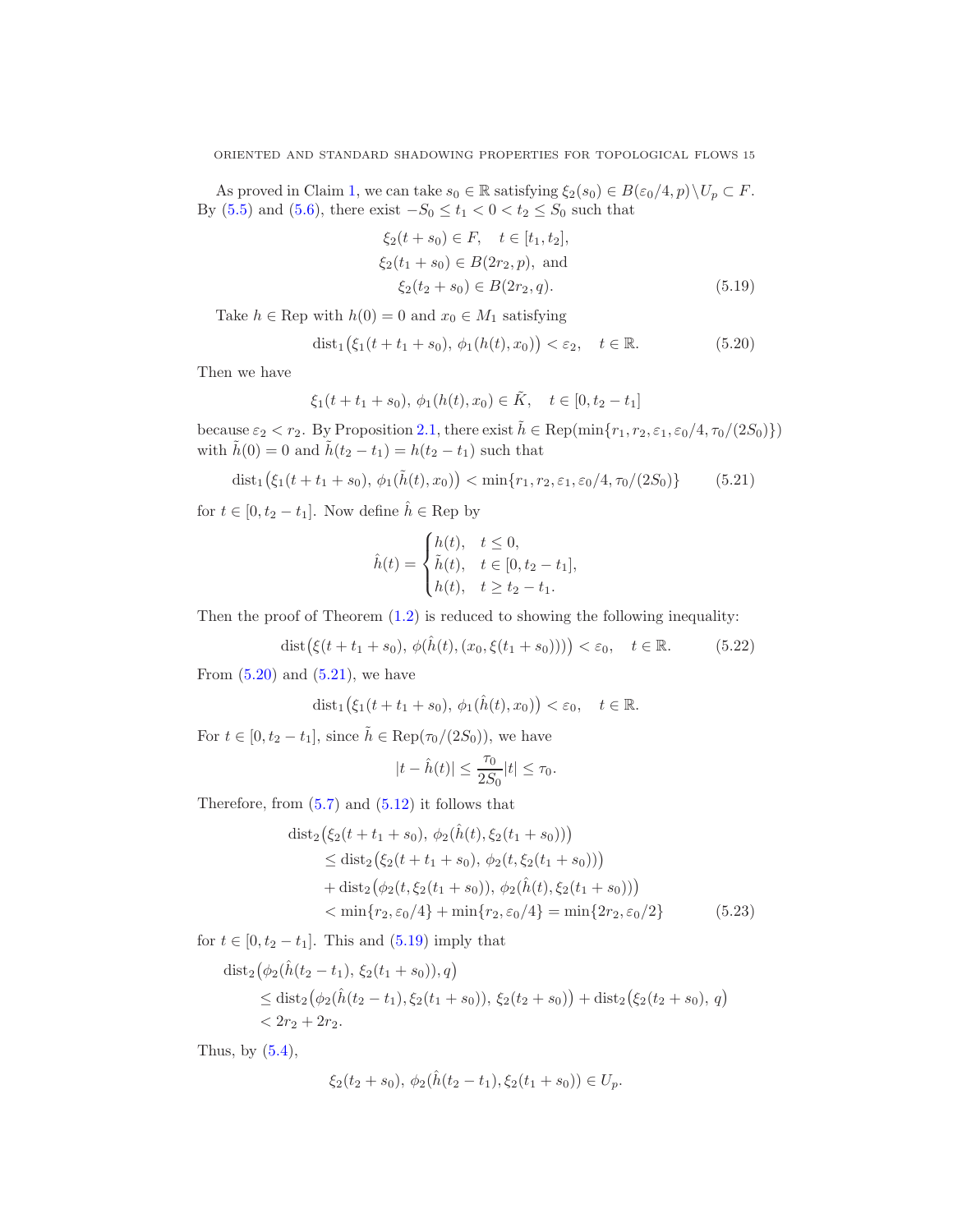As proved in Claim 1, we can take $s_0 \in \mathbb{R}$ satisfying $\xi_2(s_0) \in B(\varepsilon_0/4, p)\backslash U_p \subset F$. By (5.5) and (5.6), there exist $-S_0 \le t_1 < 0 < t_2 \le S_0$ such that

$$
\begin{aligned}
\xi_2(t + s_0) &\in F, \quad t \in [t_1, t_2],\\
\xi_2(t_1 + s_0) &\in B(2r_2, p), \text{ and}\\
\xi_2(t_2 + s_0) &\in B(2r_2, q).
\end{aligned} \tag{5.19}
$$

Take $h \in \mathrm{Rep}$ with $h(0) = 0$ and $x_0 \in M_1$ satisfying

$$
\mathrm{dist}_1\big(\xi_1(t + t_1 + s_0),\, \phi_1(h(t), x_0)\big) < \varepsilon_2, \quad t \in \mathbb{R}. \tag{5.20}
$$

Then we have

$$
\xi_1(t + t_1 + s_0),\, \phi_1(h(t), x_0) \in \tilde{K}, \quad t \in [0, t_2 - t_1]
$$

because $\varepsilon_2 < r_2$. By Proposition 2.1, there exist $\tilde{h} \in \mathrm{Rep}(\min\{r_1, r_2, \varepsilon_1, \varepsilon_0/4, \tau_0/(2S_0)\})$ with $\tilde{h}(0) = 0$ and $\tilde{h}(t_2 - t_1) = h(t_2 - t_1)$ such that

$$
\mathrm{dist}_1\big(\xi_1(t + t_1 + s_0),\, \phi_1(\tilde{h}(t), x_0)\big) < \min\{r_1, r_2, \varepsilon_1, \varepsilon_0/4, \tau_0/(2S_0)\} \tag{5.21}
$$

for $t \in [0, t_2 - t_1]$. Now define $\hat{h} \in \mathrm{Rep}$ by

$$
\hat{h}(t) = \begin{cases} h(t), & t \le 0,\\ \tilde{h}(t), & t \in [0, t_2 - t_1],\\ h(t), & t \ge t_2 - t_1. \end{cases}
$$

Then the proof of Theorem (1.2) is reduced to showing the following inequality:

$$
\mathrm{dist}\big(\xi(t + t_1 + s_0),\, \phi(\hat{h}(t), (x_0, \xi(t_1 + s_0)))\big) < \varepsilon_0, \quad t \in \mathbb{R}. \tag{5.22}
$$

From (5.20) and (5.21), we have

$$
\mathrm{dist}_1\big(\xi_1(t + t_1 + s_0),\, \phi_1(\hat{h}(t), x_0)\big) < \varepsilon_0, \quad t \in \mathbb{R}.
$$

For $t \in [0, t_2 - t_1]$, since $\tilde{h} \in \mathrm{Rep}(\tau_0/(2S_0))$, we have

$$
|t - \hat{h}(t)| \le \frac{\tau_0}{2S_0}|t| \le \tau_0.
$$

Therefore, from (5.7) and (5.12) it follows that

$$
\begin{aligned}
\mathrm{dist}_2&\big(\xi_2(t + t_1 + s_0),\, \phi_2(\hat{h}(t), \xi_2(t_1 + s_0))\big)\\
&\le \mathrm{dist}_2\big(\xi_2(t + t_1 + s_0),\, \phi_2(t, \xi_2(t_1 + s_0))\big)\\
&\quad + \mathrm{dist}_2\big(\phi_2(t, \xi_2(t_1 + s_0)),\, \phi_2(\hat{h}(t), \xi_2(t_1 + s_0))\big)\\
&< \min\{r_2, \varepsilon_0/4\} + \min\{r_2, \varepsilon_0/4\} = \min\{2r_2, \varepsilon_0/2\}
\end{aligned} \tag{5.23}
$$

for $t \in [0, t_2 - t_1]$. This and (5.19) imply that

$$
\begin{aligned}
\mathrm{dist}_2&\big(\phi_2(\hat{h}(t_2 - t_1), \xi_2(t_1 + s_0)), q\big)\\
&\le \mathrm{dist}_2\big(\phi_2(\hat{h}(t_2 - t_1), \xi_2(t_1 + s_0)),\, \xi_2(t_2 + s_0)\big) + \mathrm{dist}_2\big(\xi_2(t_2 + s_0),\, q\big)\\
&< 2r_2 + 2r_2.
\end{aligned}
$$

Thus, by (5.4),

$$
\xi_2(t_2 + s_0),\, \phi_2(\hat{h}(t_2 - t_1), \xi_2(t_1 + s_0)) \in U_p.
$$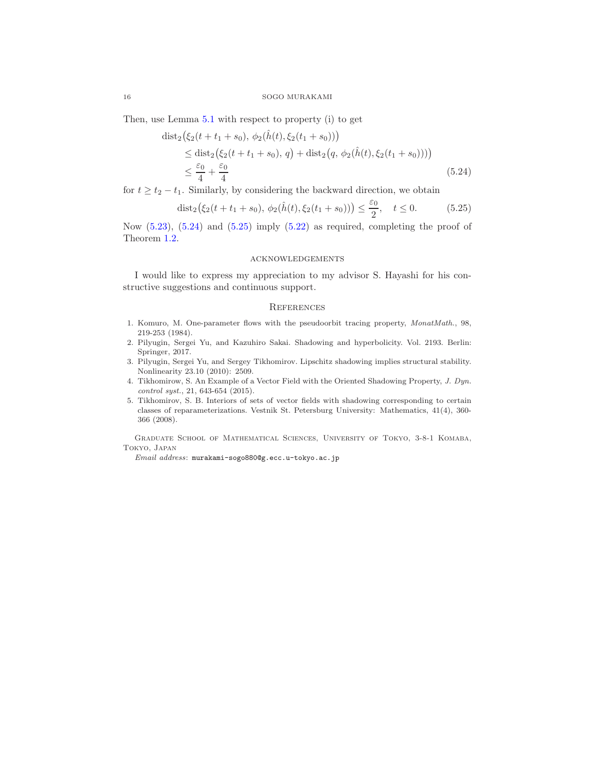Then, use Lemma 5.1 with respect to property (i) to get

$$
\begin{aligned}
&\operatorname{dist}_2\big(\xi_2(t+t_1+s_0),\, \phi_2(\hat{h}(t), \xi_2(t_1+s_0))\big) \\
&\qquad \leq \operatorname{dist}_2\big(\xi_2(t+t_1+s_0),\, q\big) + \operatorname{dist}_2\big(q,\, \phi_2(\hat{h}(t), \xi_2(t_1+s_0)))\big) \\
&\qquad \leq \frac{\varepsilon_0}{4} + \frac{\varepsilon_0}{4}
\end{aligned}
\tag{5.24}
$$

for $t \geq t_2 - t_1$. Similarly, by considering the backward direction, we obtain

$$
\operatorname{dist}_2\big(\xi_2(t+t_1+s_0),\, \phi_2(\hat{h}(t), \xi_2(t_1+s_0))\big) \leq \frac{\varepsilon_0}{2}, \quad t \leq 0. \tag{5.25}
$$

Now (5.23), (5.24) and (5.25) imply (5.22) as required, completing the proof of Theorem 1.2.

## Acknowledgements

I would like to express my appreciation to my advisor S. Hayashi for his constructive suggestions and continuous support.

## References

1. Komuro, M. One-parameter flows with the pseudoorbit tracing property, *MonatMath.*, 98, 219-253 (1984).
2. Pilyugin, Sergei Yu, and Kazuhiro Sakai. Shadowing and hyperbolicity. Vol. 2193. Berlin: Springer, 2017.
3. Pilyugin, Sergei Yu, and Sergey Tikhomirov. Lipschitz shadowing implies structural stability. Nonlinearity 23.10 (2010): 2509.
4. Tikhomirow, S. An Example of a Vector Field with the Oriented Shadowing Property, *J. Dyn. control syst.*, 21, 643-654 (2015).
5. Tikhomirov, S. B. Interiors of sets of vector fields with shadowing corresponding to certain classes of reparameterizations. Vestnik St. Petersburg University: Mathematics, 41(4), 360-366 (2008).

Graduate School of Mathematical Sciences, University of Tokyo, 3-8-1 Komaba, Tokyo, Japan

*Email address*: murakami-sogo880@g.ecc.u-tokyo.ac.jp